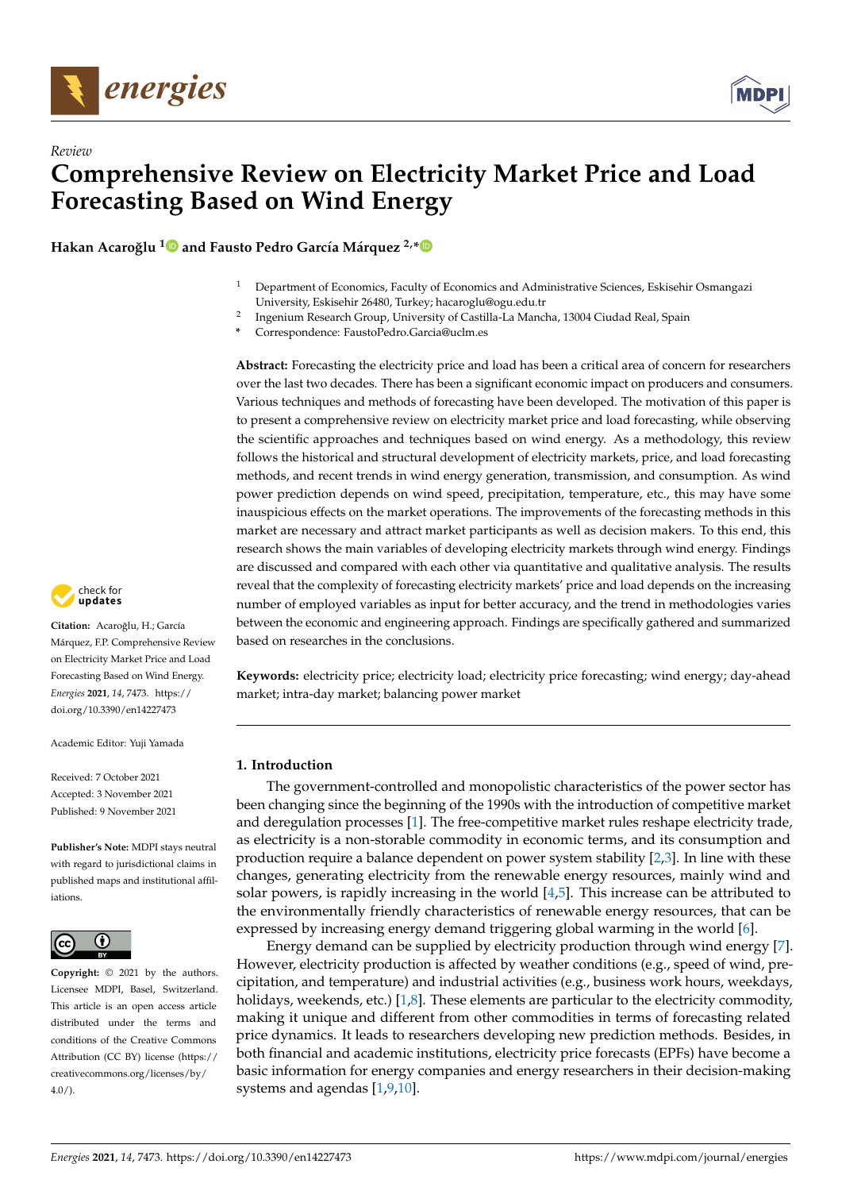*Review*

# Comprehensive Review on Electricity Market Price and Load Forecasting Based on Wind Energy

**Hakan Acaroğlu [1] and Fausto Pedro García Márquez [2,*]**

[1] Department of Economics, Faculty of Economics and Administrative Sciences, Eskisehir Osmangazi University, Eskisehir 26480, Turkey; hacaroglu@ogu.edu.tr

[2] Ingenium Research Group, University of Castilla-La Mancha, 13004 Ciudad Real, Spain

[*] Correspondence: FaustoPedro.Garcia@uclm.es

**Citation:** Acaroğlu, H.; García Márquez, F.P. Comprehensive Review on Electricity Market Price and Load Forecasting Based on Wind Energy. *Energies* **2021**, *14*, 7473. https://doi.org/10.3390/en14227473

Academic Editor: Yuji Yamada

Received: 7 October 2021
Accepted: 3 November 2021
Published: 9 November 2021

**Publisher's Note:** MDPI stays neutral with regard to jurisdictional claims in published maps and institutional affiliations.

**Copyright:** © 2021 by the authors. Licensee MDPI, Basel, Switzerland. This article is an open access article distributed under the terms and conditions of the Creative Commons Attribution (CC BY) license (https://creativecommons.org/licenses/by/4.0/).

**Abstract:** Forecasting the electricity price and load has been a critical area of concern for researchers over the last two decades. There has been a significant economic impact on producers and consumers. Various techniques and methods of forecasting have been developed. The motivation of this paper is to present a comprehensive review on electricity market price and load forecasting, while observing the scientific approaches and techniques based on wind energy. As a methodology, this review follows the historical and structural development of electricity markets, price, and load forecasting methods, and recent trends in wind energy generation, transmission, and consumption. As wind power prediction depends on wind speed, precipitation, temperature, etc., this may have some inauspicious effects on the market operations. The improvements of the forecasting methods in this market are necessary and attract market participants as well as decision makers. To this end, this research shows the main variables of developing electricity markets through wind energy. Findings are discussed and compared with each other via quantitative and qualitative analysis. The results reveal that the complexity of forecasting electricity markets' price and load depends on the increasing number of employed variables as input for better accuracy, and the trend in methodologies varies between the economic and engineering approach. Findings are specifically gathered and summarized based on researches in the conclusions.

**Keywords:** electricity price; electricity load; electricity price forecasting; wind energy; day-ahead market; intra-day market; balancing power market

## 1. Introduction

The government-controlled and monopolistic characteristics of the power sector has been changing since the beginning of the 1990s with the introduction of competitive market and deregulation processes [1]. The free-competitive market rules reshape electricity trade, as electricity is a non-storable commodity in economic terms, and its consumption and production require a balance dependent on power system stability [2,3]. In line with these changes, generating electricity from the renewable energy resources, mainly wind and solar powers, is rapidly increasing in the world [4,5]. This increase can be attributed to the environmentally friendly characteristics of renewable energy resources, that can be expressed by increasing energy demand triggering global warming in the world [6].

Energy demand can be supplied by electricity production through wind energy [7]. However, electricity production is affected by weather conditions (e.g., speed of wind, precipitation, and temperature) and industrial activities (e.g., business work hours, weekdays, holidays, weekends, etc.) [1,8]. These elements are particular to the electricity commodity, making it unique and different from other commodities in terms of forecasting related price dynamics. It leads to researchers developing new prediction methods. Besides, in both financial and academic institutions, electricity price forecasts (EPFs) have become a basic information for energy companies and energy researchers in their decision-making systems and agendas [1,9,10].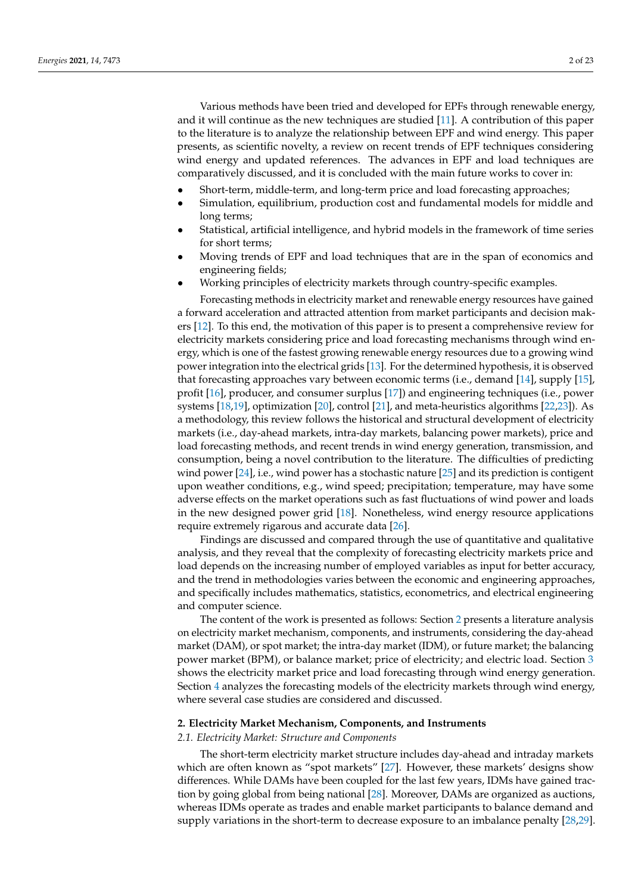Various methods have been tried and developed for EPFs through renewable energy, and it will continue as the new techniques are studied [11]. A contribution of this paper to the literature is to analyze the relationship between EPF and wind energy. This paper presents, as scientific novelty, a review on recent trends of EPF techniques considering wind energy and updated references. The advances in EPF and load techniques are comparatively discussed, and it is concluded with the main future works to cover in:

- Short-term, middle-term, and long-term price and load forecasting approaches;
- Simulation, equilibrium, production cost and fundamental models for middle and long terms;
- Statistical, artificial intelligence, and hybrid models in the framework of time series for short terms;
- Moving trends of EPF and load techniques that are in the span of economics and engineering fields;
- Working principles of electricity markets through country-specific examples.

Forecasting methods in electricity market and renewable energy resources have gained a forward acceleration and attracted attention from market participants and decision makers [12]. To this end, the motivation of this paper is to present a comprehensive review for electricity markets considering price and load forecasting mechanisms through wind energy, which is one of the fastest growing renewable energy resources due to a growing wind power integration into the electrical grids [13]. For the determined hypothesis, it is observed that forecasting approaches vary between economic terms (i.e., demand [14], supply [15], profit [16], producer, and consumer surplus [17]) and engineering techniques (i.e., power systems [18,19], optimization [20], control [21], and meta-heuristics algorithms [22,23]). As a methodology, this review follows the historical and structural development of electricity markets (i.e., day-ahead markets, intra-day markets, balancing power markets), price and load forecasting methods, and recent trends in wind energy generation, transmission, and consumption, being a novel contribution to the literature. The difficulties of predicting wind power [24], i.e., wind power has a stochastic nature [25] and its prediction is contigent upon weather conditions, e.g., wind speed; precipitation; temperature, may have some adverse effects on the market operations such as fast fluctuations of wind power and loads in the new designed power grid [18]. Nonetheless, wind energy resource applications require extremely rigarous and accurate data [26].

Findings are discussed and compared through the use of quantitative and qualitative analysis, and they reveal that the complexity of forecasting electricity markets price and load depends on the increasing number of employed variables as input for better accuracy, and the trend in methodologies varies between the economic and engineering approaches, and specifically includes mathematics, statistics, econometrics, and electrical engineering and computer science.

The content of the work is presented as follows: Section 2 presents a literature analysis on electricity market mechanism, components, and instruments, considering the day-ahead market (DAM), or spot market; the intra-day market (IDM), or future market; the balancing power market (BPM), or balance market; price of electricity; and electric load. Section 3 shows the electricity market price and load forecasting through wind energy generation. Section 4 analyzes the forecasting models of the electricity markets through wind energy, where several case studies are considered and discussed.

## 2. Electricity Market Mechanism, Components, and Instruments

### *2.1. Electricity Market: Structure and Components*

The short-term electricity market structure includes day-ahead and intraday markets which are often known as "spot markets" [27]. However, these markets' designs show differences. While DAMs have been coupled for the last few years, IDMs have gained traction by going global from being national [28]. Moreover, DAMs are organized as auctions, whereas IDMs operate as trades and enable market participants to balance demand and supply variations in the short-term to decrease exposure to an imbalance penalty [28,29].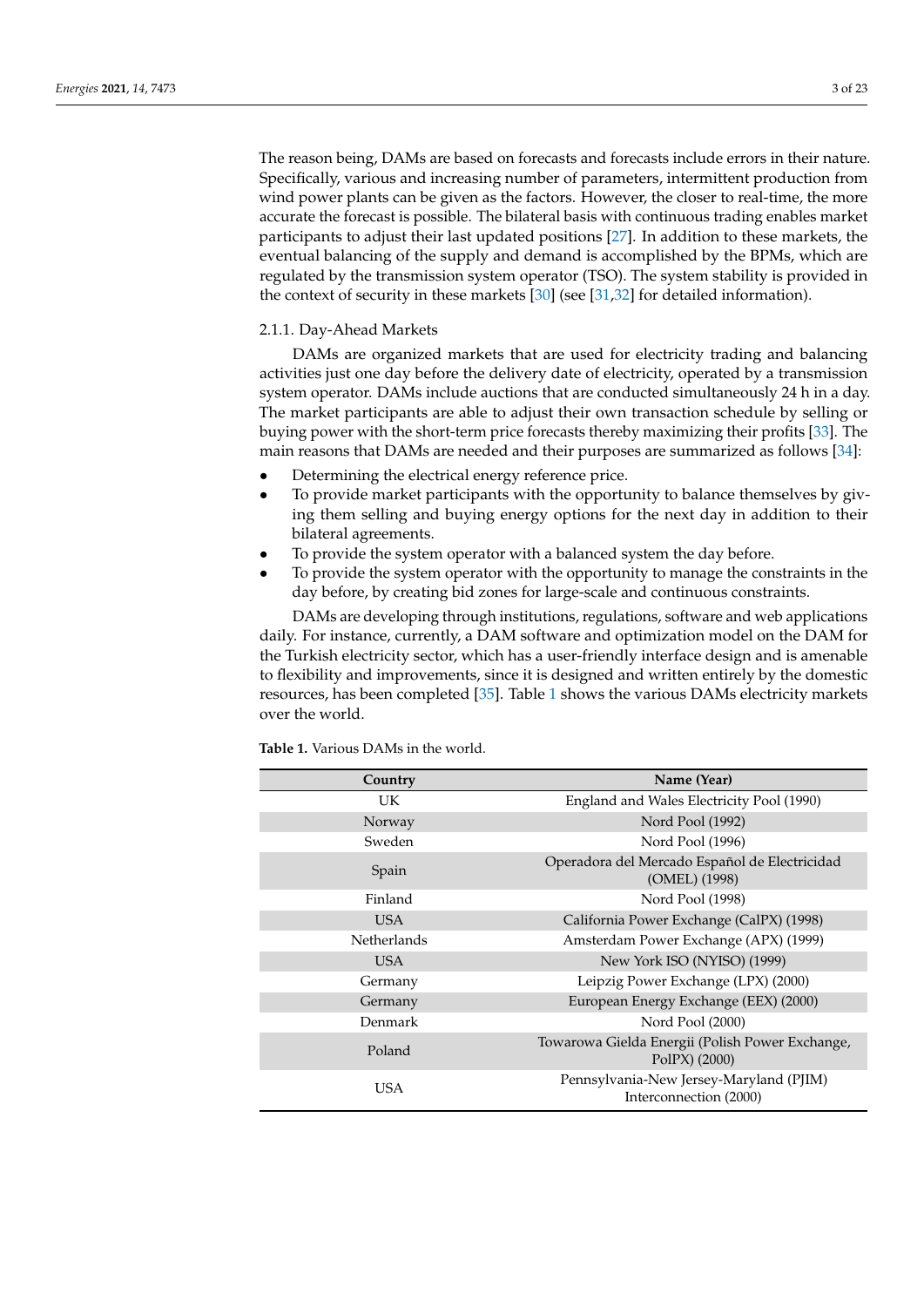The reason being, DAMs are based on forecasts and forecasts include errors in their nature. Specifically, various and increasing number of parameters, intermittent production from wind power plants can be given as the factors. However, the closer to real-time, the more accurate the forecast is possible. The bilateral basis with continuous trading enables market participants to adjust their last updated positions [27]. In addition to these markets, the eventual balancing of the supply and demand is accomplished by the BPMs, which are regulated by the transmission system operator (TSO). The system stability is provided in the context of security in these markets [30] (see [31,32] for detailed information).

### 2.1.1. Day-Ahead Markets

DAMs are organized markets that are used for electricity trading and balancing activities just one day before the delivery date of electricity, operated by a transmission system operator. DAMs include auctions that are conducted simultaneously 24 h in a day. The market participants are able to adjust their own transaction schedule by selling or buying power with the short-term price forecasts thereby maximizing their profits [33]. The main reasons that DAMs are needed and their purposes are summarized as follows [34]:

- Determining the electrical energy reference price.
- To provide market participants with the opportunity to balance themselves by giving them selling and buying energy options for the next day in addition to their bilateral agreements.
- To provide the system operator with a balanced system the day before.
- To provide the system operator with the opportunity to manage the constraints in the day before, by creating bid zones for large-scale and continuous constraints.

DAMs are developing through institutions, regulations, software and web applications daily. For instance, currently, a DAM software and optimization model on the DAM for the Turkish electricity sector, which has a user-friendly interface design and is amenable to flexibility and improvements, since it is designed and written entirely by the domestic resources, has been completed [35]. Table 1 shows the various DAMs electricity markets over the world.

**Table 1.** Various DAMs in the world.

| Country | Name (Year) |
| --- | --- |
| UK | England and Wales Electricity Pool (1990) |
| Norway | Nord Pool (1992) |
| Sweden | Nord Pool (1996) |
| Spain | Operadora del Mercado Español de Electricidad (OMEL) (1998) |
| Finland | Nord Pool (1998) |
| USA | California Power Exchange (CalPX) (1998) |
| Netherlands | Amsterdam Power Exchange (APX) (1999) |
| USA | New York ISO (NYISO) (1999) |
| Germany | Leipzig Power Exchange (LPX) (2000) |
| Germany | European Energy Exchange (EEX) (2000) |
| Denmark | Nord Pool (2000) |
| Poland | Towarowa Gielda Energii (Polish Power Exchange, PolPX) (2000) |
| USA | Pennsylvania-New Jersey-Maryland (PJIM) Interconnection (2000) |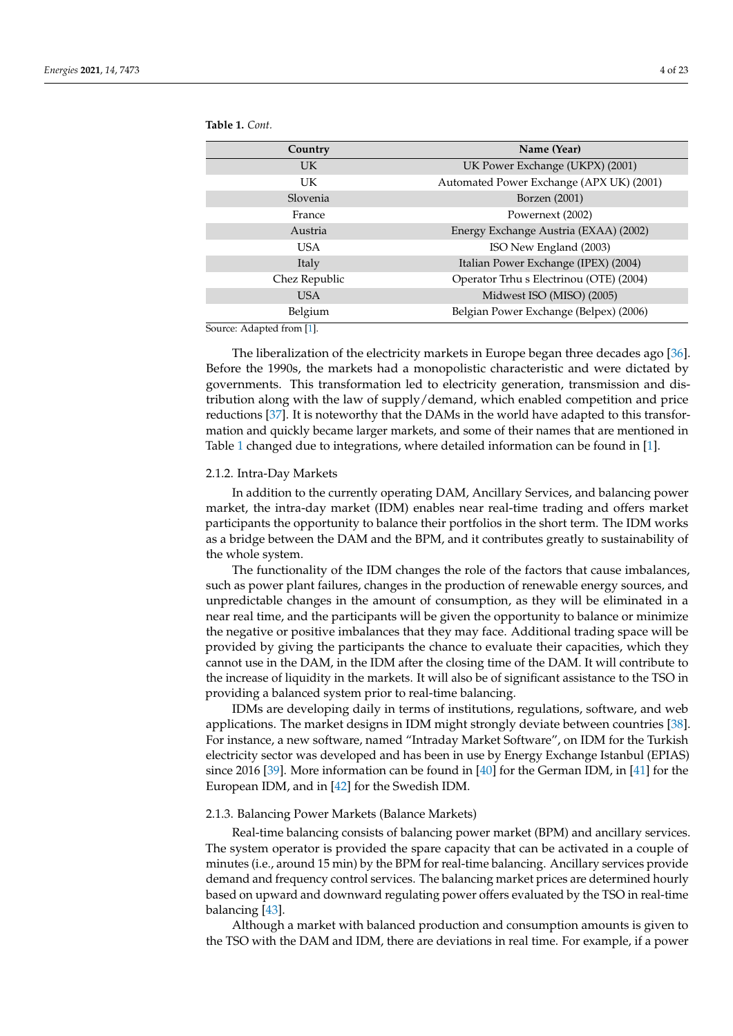**Table 1.** *Cont.*

| Country | Name (Year) |
| --- | --- |
| UK | UK Power Exchange (UKPX) (2001) |
| UK | Automated Power Exchange (APX UK) (2001) |
| Slovenia | Borzen (2001) |
| France | Powernext (2002) |
| Austria | Energy Exchange Austria (EXAA) (2002) |
| USA | ISO New England (2003) |
| Italy | Italian Power Exchange (IPEX) (2004) |
| Chez Republic | Operator Trhu s Electrinou (OTE) (2004) |
| USA | Midwest ISO (MISO) (2005) |
| Belgium | Belgian Power Exchange (Belpex) (2006) |

Source: Adapted from [1].

The liberalization of the electricity markets in Europe began three decades ago [36]. Before the 1990s, the markets had a monopolistic characteristic and were dictated by governments. This transformation led to electricity generation, transmission and distribution along with the law of supply/demand, which enabled competition and price reductions [37]. It is noteworthy that the DAMs in the world have adapted to this transformation and quickly became larger markets, and some of their names that are mentioned in Table 1 changed due to integrations, where detailed information can be found in [1].

### 2.1.2. Intra-Day Markets

In addition to the currently operating DAM, Ancillary Services, and balancing power market, the intra-day market (IDM) enables near real-time trading and offers market participants the opportunity to balance their portfolios in the short term. The IDM works as a bridge between the DAM and the BPM, and it contributes greatly to sustainability of the whole system.

The functionality of the IDM changes the role of the factors that cause imbalances, such as power plant failures, changes in the production of renewable energy sources, and unpredictable changes in the amount of consumption, as they will be eliminated in a near real time, and the participants will be given the opportunity to balance or minimize the negative or positive imbalances that they may face. Additional trading space will be provided by giving the participants the chance to evaluate their capacities, which they cannot use in the DAM, in the IDM after the closing time of the DAM. It will contribute to the increase of liquidity in the markets. It will also be of significant assistance to the TSO in providing a balanced system prior to real-time balancing.

IDMs are developing daily in terms of institutions, regulations, software, and web applications. The market designs in IDM might strongly deviate between countries [38]. For instance, a new software, named "Intraday Market Software", on IDM for the Turkish electricity sector was developed and has been in use by Energy Exchange Istanbul (EPIAS) since 2016 [39]. More information can be found in [40] for the German IDM, in [41] for the European IDM, and in [42] for the Swedish IDM.

### 2.1.3. Balancing Power Markets (Balance Markets)

Real-time balancing consists of balancing power market (BPM) and ancillary services. The system operator is provided the spare capacity that can be activated in a couple of minutes (i.e., around 15 min) by the BPM for real-time balancing. Ancillary services provide demand and frequency control services. The balancing market prices are determined hourly based on upward and downward regulating power offers evaluated by the TSO in real-time balancing [43].

Although a market with balanced production and consumption amounts is given to the TSO with the DAM and IDM, there are deviations in real time. For example, if a power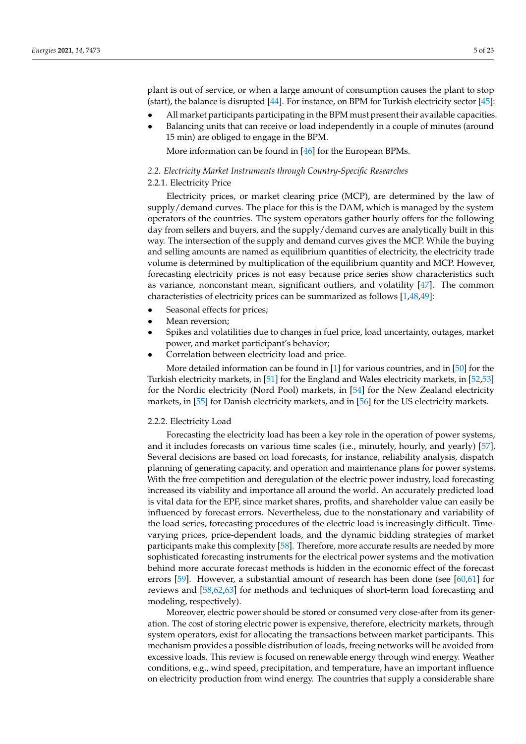plant is out of service, or when a large amount of consumption causes the plant to stop (start), the balance is disrupted [44]. For instance, on BPM for Turkish electricity sector [45]:

- All market participants participating in the BPM must present their available capacities.
- Balancing units that can receive or load independently in a couple of minutes (around 15 min) are obliged to engage in the BPM.

More information can be found in [46] for the European BPMs.

### *2.2. Electricity Market Instruments through Country-Specific Researches*

#### 2.2.1. Electricity Price

Electricity prices, or market clearing price (MCP), are determined by the law of supply/demand curves. The place for this is the DAM, which is managed by the system operators of the countries. The system operators gather hourly offers for the following day from sellers and buyers, and the supply/demand curves are analytically built in this way. The intersection of the supply and demand curves gives the MCP. While the buying and selling amounts are named as equilibrium quantities of electricity, the electricity trade volume is determined by multiplication of the equilibrium quantity and MCP. However, forecasting electricity prices is not easy because price series show characteristics such as variance, nonconstant mean, significant outliers, and volatility [47]. The common characteristics of electricity prices can be summarized as follows [1,48,49]:

- Seasonal effects for prices;
- Mean reversion;
- Spikes and volatilities due to changes in fuel price, load uncertainty, outages, market power, and market participant's behavior;
- Correlation between electricity load and price.

More detailed information can be found in [1] for various countries, and in [50] for the Turkish electricity markets, in [51] for the England and Wales electricity markets, in [52,53] for the Nordic electricity (Nord Pool) markets, in [54] for the New Zealand electricity markets, in [55] for Danish electricity markets, and in [56] for the US electricity markets.

#### 2.2.2. Electricity Load

Forecasting the electricity load has been a key role in the operation of power systems, and it includes forecasts on various time scales (i.e., minutely, hourly, and yearly) [57]. Several decisions are based on load forecasts, for instance, reliability analysis, dispatch planning of generating capacity, and operation and maintenance plans for power systems. With the free competition and deregulation of the electric power industry, load forecasting increased its viability and importance all around the world. An accurately predicted load is vital data for the EPF, since market shares, profits, and shareholder value can easily be influenced by forecast errors. Nevertheless, due to the nonstationary and variability of the load series, forecasting procedures of the electric load is increasingly difficult. Time-varying prices, price-dependent loads, and the dynamic bidding strategies of market participants make this complexity [58]. Therefore, more accurate results are needed by more sophisticated forecasting instruments for the electrical power systems and the motivation behind more accurate forecast methods is hidden in the economic effect of the forecast errors [59]. However, a substantial amount of research has been done (see [60,61] for reviews and [58,62,63] for methods and techniques of short-term load forecasting and modeling, respectively).

Moreover, electric power should be stored or consumed very close-after from its generation. The cost of storing electric power is expensive, therefore, electricity markets, through system operators, exist for allocating the transactions between market participants. This mechanism provides a possible distribution of loads, freeing networks will be avoided from excessive loads. This review is focused on renewable energy through wind energy. Weather conditions, e.g., wind speed, precipitation, and temperature, have an important influence on electricity production from wind energy. The countries that supply a considerable share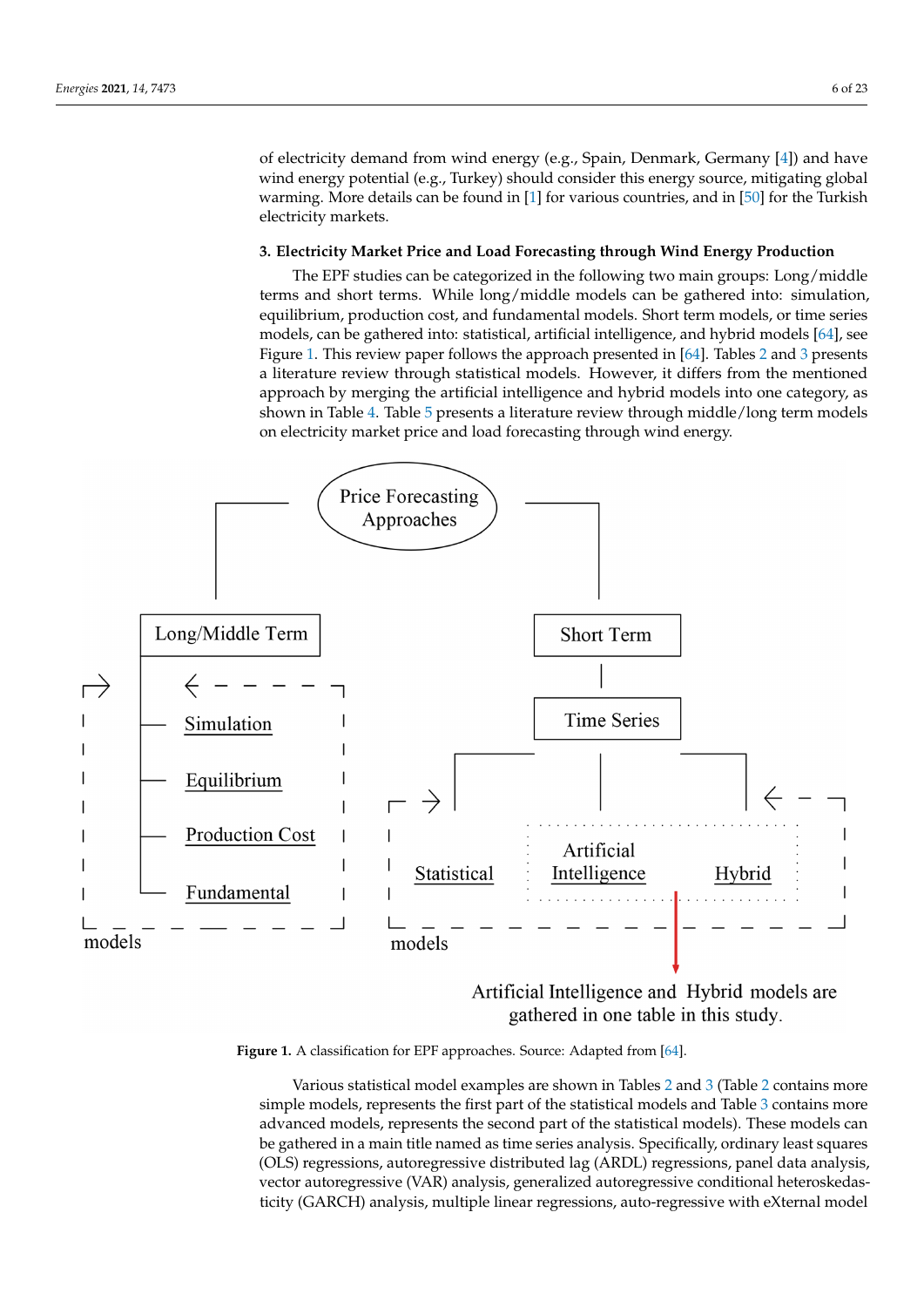of electricity demand from wind energy (e.g., Spain, Denmark, Germany [4]) and have wind energy potential (e.g., Turkey) should consider this energy source, mitigating global warming. More details can be found in [1] for various countries, and in [50] for the Turkish electricity markets.

## 3. Electricity Market Price and Load Forecasting through Wind Energy Production

The EPF studies can be categorized in the following two main groups: Long/middle terms and short terms. While long/middle models can be gathered into: simulation, equilibrium, production cost, and fundamental models. Short term models, or time series models, can be gathered into: statistical, artificial intelligence, and hybrid models [64], see Figure 1. This review paper follows the approach presented in [64]. Tables 2 and 3 presents a literature review through statistical models. However, it differs from the mentioned approach by merging the artificial intelligence and hybrid models into one category, as shown in Table 4. Table 5 presents a literature review through middle/long term models on electricity market price and load forecasting through wind energy.

Price Forecasting Approaches

Long/Middle Term: Simulation, Equilibrium, Production Cost, Fundamental — models

Short Term → Time Series: Statistical, Artificial Intelligence, Hybrid — models

Artificial Intelligence and Hybrid models are gathered in one table in this study.

**Figure 1.** A classification for EPF approaches. Source: Adapted from [64].

Various statistical model examples are shown in Tables 2 and 3 (Table 2 contains more simple models, represents the first part of the statistical models and Table 3 contains more advanced models, represents the second part of the statistical models). These models can be gathered in a main title named as time series analysis. Specifically, ordinary least squares (OLS) regressions, autoregressive distributed lag (ARDL) regressions, panel data analysis, vector autoregressive (VAR) analysis, generalized autoregressive conditional heteroskedasticity (GARCH) analysis, multiple linear regressions, auto-regressive with eXternal model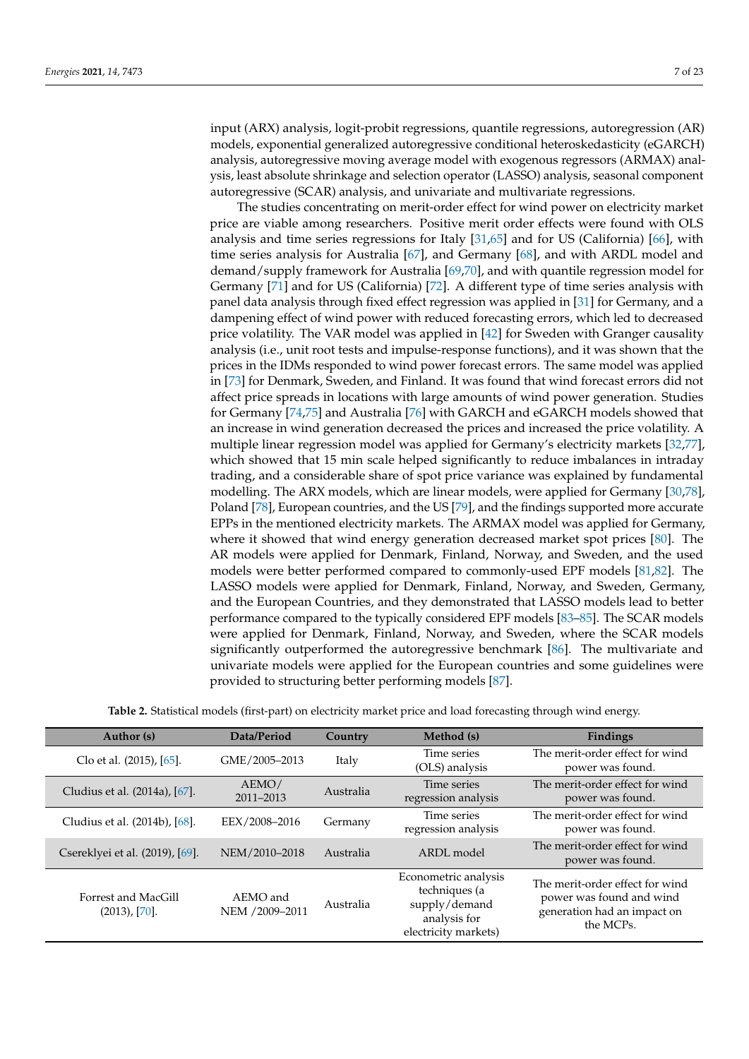input (ARX) analysis, logit-probit regressions, quantile regressions, autoregression (AR) models, exponential generalized autoregressive conditional heteroskedasticity (eGARCH) analysis, autoregressive moving average model with exogenous regressors (ARMAX) analysis, least absolute shrinkage and selection operator (LASSO) analysis, seasonal component autoregressive (SCAR) analysis, and univariate and multivariate regressions.

The studies concentrating on merit-order effect for wind power on electricity market price are viable among researchers. Positive merit order effects were found with OLS analysis and time series regressions for Italy [31,65] and for US (California) [66], with time series analysis for Australia [67], and Germany [68], and with ARDL model and demand/supply framework for Australia [69,70], and with quantile regression model for Germany [71] and for US (California) [72]. A different type of time series analysis with panel data analysis through fixed effect regression was applied in [31] for Germany, and a dampening effect of wind power with reduced forecasting errors, which led to decreased price volatility. The VAR model was applied in [42] for Sweden with Granger causality analysis (i.e., unit root tests and impulse-response functions), and it was shown that the prices in the IDMs responded to wind power forecast errors. The same model was applied in [73] for Denmark, Sweden, and Finland. It was found that wind forecast errors did not affect price spreads in locations with large amounts of wind power generation. Studies for Germany [74,75] and Australia [76] with GARCH and eGARCH models showed that an increase in wind generation decreased the prices and increased the price volatility. A multiple linear regression model was applied for Germany's electricity markets [32,77], which showed that 15 min scale helped significantly to reduce imbalances in intraday trading, and a considerable share of spot price variance was explained by fundamental modelling. The ARX models, which are linear models, were applied for Germany [30,78], Poland [78], European countries, and the US [79], and the findings supported more accurate EPPs in the mentioned electricity markets. The ARMAX model was applied for Germany, where it showed that wind energy generation decreased market spot prices [80]. The AR models were applied for Denmark, Finland, Norway, and Sweden, and the used models were better performed compared to commonly-used EPF models [81,82]. The LASSO models were applied for Denmark, Finland, Norway, and Sweden, Germany, and the European Countries, and they demonstrated that LASSO models lead to better performance compared to the typically considered EPF models [83–85]. The SCAR models were applied for Denmark, Finland, Norway, and Sweden, where the SCAR models significantly outperformed the autoregressive benchmark [86]. The multivariate and univariate models were applied for the European countries and some guidelines were provided to structuring better performing models [87].

**Table 2.** Statistical models (first-part) on electricity market price and load forecasting through wind energy.

| Author (s) | Data/Period | Country | Method (s) | Findings |
|---|---|---|---|---|
| Clo et al. (2015), [65]. | GME/2005–2013 | Italy | Time series (OLS) analysis | The merit-order effect for wind power was found. |
| Cludius et al. (2014a), [67]. | AEMO/ 2011–2013 | Australia | Time series regression analysis | The merit-order effect for wind power was found. |
| Cludius et al. (2014b), [68]. | EEX/2008–2016 | Germany | Time series regression analysis | The merit-order effect for wind power was found. |
| Csereklyei et al. (2019), [69]. | NEM/2010–2018 | Australia | ARDL model | The merit-order effect for wind power was found. |
| Forrest and MacGill (2013), [70]. | AEMO and NEM /2009–2011 | Australia | Econometric analysis techniques (a supply/demand analysis for electricity markets) | The merit-order effect for wind power was found and wind generation had an impact on the MCPs. |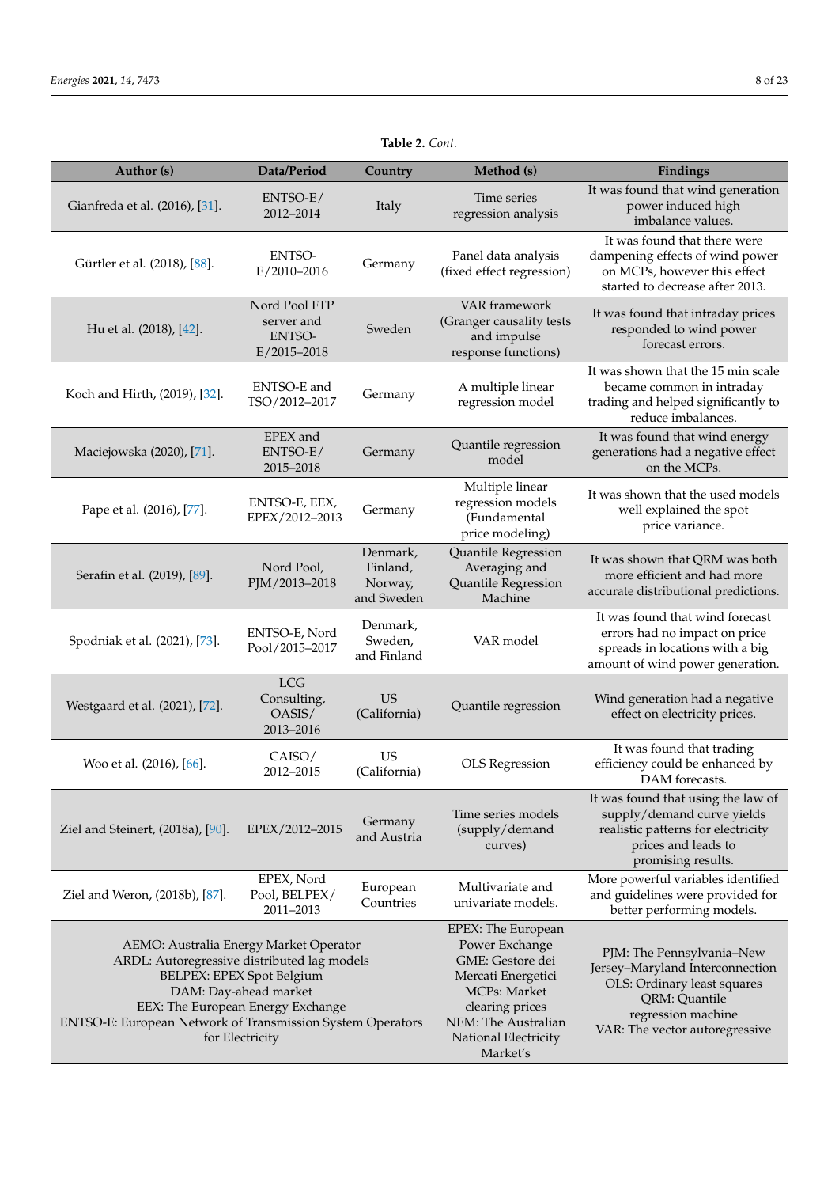**Table 2.** *Cont.*

| Author (s) | Data/Period | Country | Method (s) | Findings |
|---|---|---|---|---|
| Gianfreda et al. (2016), [31]. | ENTSO-E/ 2012–2014 | Italy | Time series regression analysis | It was found that wind generation power induced high imbalance values. |
| Gürtler et al. (2018), [88]. | ENTSO-E/2010–2016 | Germany | Panel data analysis (fixed effect regression) | It was found that there were dampening effects of wind power on MCPs, however this effect started to decrease after 2013. |
| Hu et al. (2018), [42]. | Nord Pool FTP server and ENTSO-E/2015–2018 | Sweden | VAR framework (Granger causality tests and impulse response functions) | It was found that intraday prices responded to wind power forecast errors. |
| Koch and Hirth, (2019), [32]. | ENTSO-E and TSO/2012–2017 | Germany | A multiple linear regression model | It was shown that the 15 min scale became common in intraday trading and helped significantly to reduce imbalances. |
| Maciejowska (2020), [71]. | EPEX and ENTSO-E/ 2015–2018 | Germany | Quantile regression model | It was found that wind energy generations had a negative effect on the MCPs. |
| Pape et al. (2016), [77]. | ENTSO-E, EEX, EPEX/2012–2013 | Germany | Multiple linear regression models (Fundamental price modeling) | It was shown that the used models well explained the spot price variance. |
| Serafin et al. (2019), [89]. | Nord Pool, PJM/2013–2018 | Denmark, Finland, Norway, and Sweden | Quantile Regression Averaging and Quantile Regression Machine | It was shown that QRM was both more efficient and had more accurate distributional predictions. |
| Spodniak et al. (2021), [73]. | ENTSO-E, Nord Pool/2015–2017 | Denmark, Sweden, and Finland | VAR model | It was found that wind forecast errors had no impact on price spreads in locations with a big amount of wind power generation. |
| Westgaard et al. (2021), [72]. | LCG Consulting, OASIS/ 2013–2016 | US (California) | Quantile regression | Wind generation had a negative effect on electricity prices. |
| Woo et al. (2016), [66]. | CAISO/ 2012–2015 | US (California) | OLS Regression | It was found that trading efficiency could be enhanced by DAM forecasts. |
| Ziel and Steinert, (2018a), [90]. | EPEX/2012–2015 | Germany and Austria | Time series models (supply/demand curves) | It was found that using the law of supply/demand curve yields realistic patterns for electricity prices and leads to promising results. |
| Ziel and Weron, (2018b), [87]. | EPEX, Nord Pool, BELPEX/ 2011–2013 | European Countries | Multivariate and univariate models. | More powerful variables identified and guidelines were provided for better performing models. |
| AEMO: Australia Energy Market Operator<br>ARDL: Autoregressive distributed lag models<br>BELPEX: EPEX Spot Belgium<br>DAM: Day-ahead market<br>EEX: The European Energy Exchange<br>ENTSO-E: European Network of Transmission System Operators for Electricity | | | EPEX: The European Power Exchange<br>GME: Gestore dei Mercati Energetici<br>MCPs: Market clearing prices<br>NEM: The Australian National Electricity Market's | PJM: The Pennsylvania–New Jersey–Maryland Interconnection<br>OLS: Ordinary least squares<br>QRM: Quantile regression machine<br>VAR: The vector autoregressive |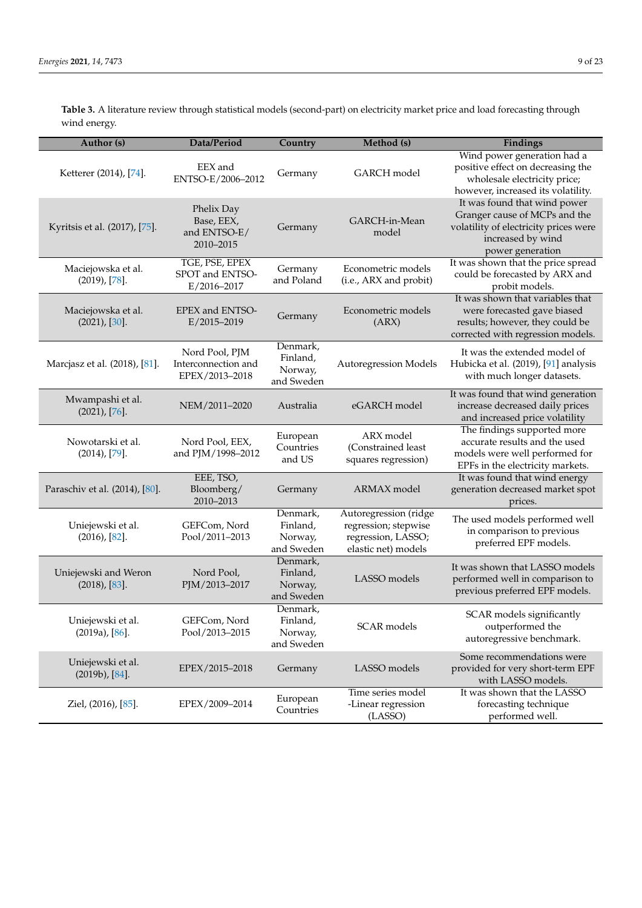**Table 3.** A literature review through statistical models (second-part) on electricity market price and load forecasting through wind energy.

| Author (s) | Data/Period | Country | Method (s) | Findings |
|---|---|---|---|---|
| Ketterer (2014), [74]. | EEX and ENTSO-E/2006–2012 | Germany | GARCH model | Wind power generation had a positive effect on decreasing the wholesale electricity price; however, increased its volatility. |
| Kyritsis et al. (2017), [75]. | Phelix Day Base, EEX, and ENTSO-E/ 2010–2015 | Germany | GARCH-in-Mean model | It was found that wind power Granger cause of MCPs and the volatility of electricity prices were increased by wind power generation |
| Maciejowska et al. (2019), [78]. | TGE, PSE, EPEX SPOT and ENTSO-E/2016–2017 | Germany and Poland | Econometric models (i.e., ARX and probit) | It was shown that the price spread could be forecasted by ARX and probit models. |
| Maciejowska et al. (2021), [30]. | EPEX and ENTSO-E/2015–2019 | Germany | Econometric models (ARX) | It was shown that variables that were forecasted gave biased results; however, they could be corrected with regression models. |
| Marcjasz et al. (2018), [81]. | Nord Pool, PJM Interconnection and EPEX/2013–2018 | Denmark, Finland, Norway, and Sweden | Autoregression Models | It was the extended model of Hubicka et al. (2019), [91] analysis with much longer datasets. |
| Mwampashi et al. (2021), [76]. | NEM/2011–2020 | Australia | eGARCH model | It was found that wind generation increase decreased daily prices and increased price volatility |
| Nowotarski et al. (2014), [79]. | Nord Pool, EEX, and PJM/1998–2012 | European Countries and US | ARX model (Constrained least squares regression) | The findings supported more accurate results and the used models were well performed for EPFs in the electricity markets. |
| Paraschiv et al. (2014), [80]. | EEE, TSO, Bloomberg/ 2010–2013 | Germany | ARMAX model | It was found that wind energy generation decreased market spot prices. |
| Uniejewski et al. (2016), [82]. | GEFCom, Nord Pool/2011–2013 | Denmark, Finland, Norway, and Sweden | Autoregression (ridge regression; stepwise regression, LASSO; elastic net) models | The used models performed well in comparison to previous preferred EPF models. |
| Uniejewski and Weron (2018), [83]. | Nord Pool, PJM/2013–2017 | Denmark, Finland, Norway, and Sweden | LASSO models | It was shown that LASSO models performed well in comparison to previous preferred EPF models. |
| Uniejewski et al. (2019a), [86]. | GEFCom, Nord Pool/2013–2015 | Denmark, Finland, Norway, and Sweden | SCAR models | SCAR models significantly outperformed the autoregressive benchmark. |
| Uniejewski et al. (2019b), [84]. | EPEX/2015–2018 | Germany | LASSO models | Some recommendations were provided for very short-term EPF with LASSO models. |
| Ziel, (2016), [85]. | EPEX/2009–2014 | European Countries | Time series model -Linear regression (LASSO) | It was shown that the LASSO forecasting technique performed well. |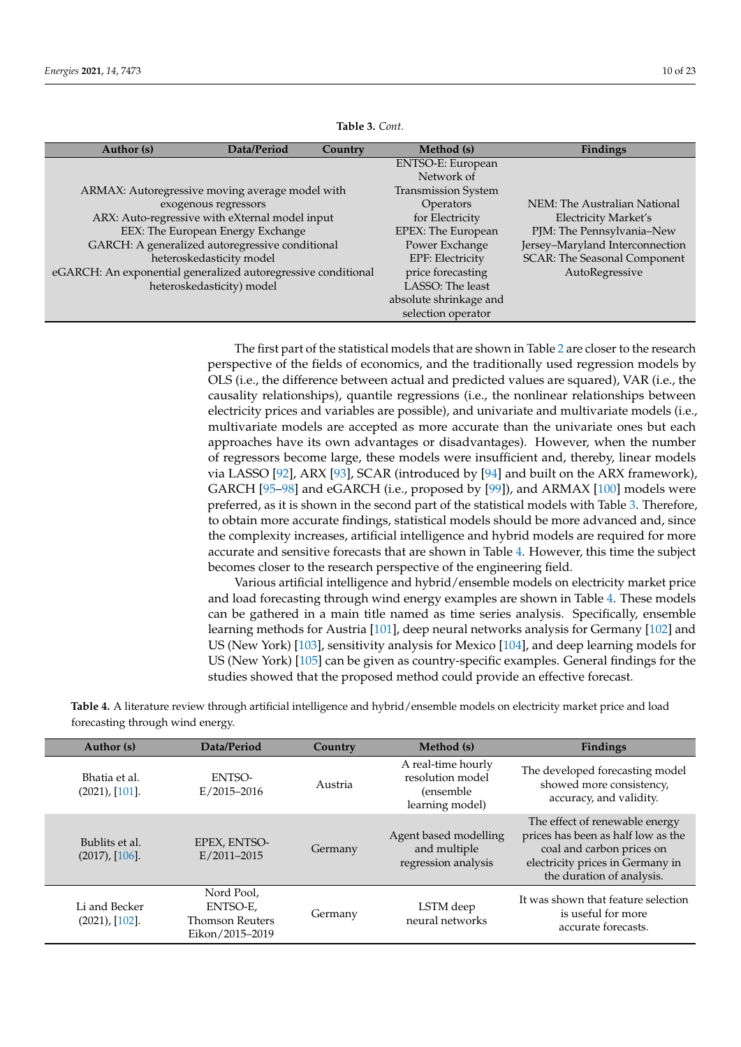**Table 3.** *Cont.*

| Author (s) | Data/Period | Country | Method (s) | Findings |
|---|---|---|---|---|
| ARMAX: Autoregressive moving average model with exogenous regressors<br>ARX: Auto-regressive with eXternal model input<br>EEX: The European Energy Exchange<br>GARCH: A generalized autoregressive conditional heteroskedasticity model<br>eGARCH: An exponential generalized autoregressive conditional heteroskedasticity) model | | | ENTSO-E: European Network of Transmission System Operators for Electricity<br>EPEX: The European Power Exchange<br>EPF: Electricity price forecasting<br>LASSO: The least absolute shrinkage and selection operator | NEM: The Australian National Electricity Market's<br>PJM: The Pennsylvania–New Jersey–Maryland Interconnection<br>SCAR: The Seasonal Component AutoRegressive |

The first part of the statistical models that are shown in Table 2 are closer to the research perspective of the fields of economics, and the traditionally used regression models by OLS (i.e., the difference between actual and predicted values are squared), VAR (i.e., the causality relationships), quantile regressions (i.e., the nonlinear relationships between electricity prices and variables are possible), and univariate and multivariate models (i.e., multivariate models are accepted as more accurate than the univariate ones but each approaches have its own advantages or disadvantages). However, when the number of regressors become large, these models were insufficient and, thereby, linear models via LASSO [92], ARX [93], SCAR (introduced by [94] and built on the ARX framework), GARCH [95–98] and eGARCH (i.e., proposed by [99]), and ARMAX [100] models were preferred, as it is shown in the second part of the statistical models with Table 3. Therefore, to obtain more accurate findings, statistical models should be more advanced and, since the complexity increases, artificial intelligence and hybrid models are required for more accurate and sensitive forecasts that are shown in Table 4. However, this time the subject becomes closer to the research perspective of the engineering field.

Various artificial intelligence and hybrid/ensemble models on electricity market price and load forecasting through wind energy examples are shown in Table 4. These models can be gathered in a main title named as time series analysis. Specifically, ensemble learning methods for Austria [101], deep neural networks analysis for Germany [102] and US (New York) [103], sensitivity analysis for Mexico [104], and deep learning models for US (New York) [105] can be given as country-specific examples. General findings for the studies showed that the proposed method could provide an effective forecast.

**Table 4.** A literature review through artificial intelligence and hybrid/ensemble models on electricity market price and load forecasting through wind energy.

| Author (s) | Data/Period | Country | Method (s) | Findings |
|---|---|---|---|---|
| Bhatia et al. (2021), [101]. | ENTSO-E/2015–2016 | Austria | A real-time hourly resolution model (ensemble learning model) | The developed forecasting model showed more consistency, accuracy, and validity. |
| Bublits et al. (2017), [106]. | EPEX, ENTSO-E/2011–2015 | Germany | Agent based modelling and multiple regression analysis | The effect of renewable energy prices has been as half low as the coal and carbon prices on electricity prices in Germany in the duration of analysis. |
| Li and Becker (2021), [102]. | Nord Pool, ENTSO-E, Thomson Reuters Eikon/2015–2019 | Germany | LSTM deep neural networks | It was shown that feature selection is useful for more accurate forecasts. |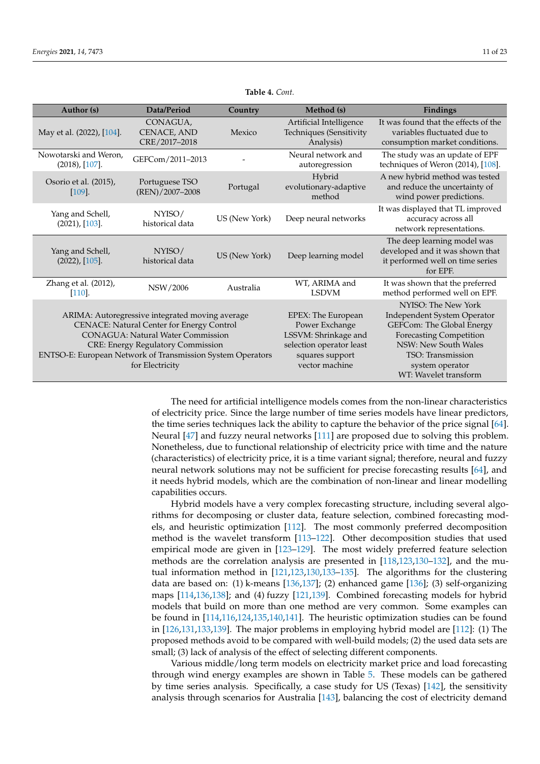**Table 4.** *Cont.*

| Author (s) | Data/Period | Country | Method (s) | Findings |
|---|---|---|---|---|
| May et al. (2022), [104]. | CONAGUA, CENACE, AND CRE/2017–2018 | Mexico | Artificial Intelligence Techniques (Sensitivity Analysis) | It was found that the effects of the variables fluctuated due to consumption market conditions. |
| Nowotarski and Weron, (2018), [107]. | GEFCom/2011–2013 | - | Neural network and autoregression | The study was an update of EPF techniques of Weron (2014), [108]. |
| Osorio et al. (2015), [109]. | Portuguese TSO (REN)/2007–2008 | Portugal | Hybrid evolutionary-adaptive method | A new hybrid method was tested and reduce the uncertainty of wind power predictions. |
| Yang and Schell, (2021), [103]. | NYISO/ historical data | US (New York) | Deep neural networks | It was displayed that TL improved accuracy across all network representations. |
| Yang and Schell, (2022), [105]. | NYISO/ historical data | US (New York) | Deep learning model | The deep learning model was developed and it was shown that it performed well on time series for EPF. |
| Zhang et al. (2012), [110]. | NSW/2006 | Australia | WT, ARIMA and LSDVM | It was shown that the preferred method performed well on EPF. |
| ARIMA: Autoregressive integrated moving average<br>CENACE: Natural Center for Energy Control<br>CONAGUA: Natural Water Commission<br>CRE: Energy Regulatory Commission<br>ENTSO-E: European Network of Transmission System Operators for Electricity | | | EPEX: The European Power Exchange<br>LSSVM: Shrinkage and selection operator least squares support vector machine | NYISO: The New York Independent System Operator<br>GEFCom: The Global Energy Forecasting Competition<br>NSW: New South Wales<br>TSO: Transmission system operator<br>WT: Wavelet transform |

The need for artificial intelligence models comes from the non-linear characteristics of electricity price. Since the large number of time series models have linear predictors, the time series techniques lack the ability to capture the behavior of the price signal [64]. Neural [47] and fuzzy neural networks [111] are proposed due to solving this problem. Nonetheless, due to functional relationship of electricity price with time and the nature (characteristics) of electricity price, it is a time variant signal; therefore, neural and fuzzy neural network solutions may not be sufficient for precise forecasting results [64], and it needs hybrid models, which are the combination of non-linear and linear modelling capabilities occurs.

Hybrid models have a very complex forecasting structure, including several algorithms for decomposing or cluster data, feature selection, combined forecasting models, and heuristic optimization [112]. The most commonly preferred decomposition method is the wavelet transform [113–122]. Other decomposition studies that used empirical mode are given in [123–129]. The most widely preferred feature selection methods are the correlation analysis are presented in [118,123,130–132], and the mutual information method in [121,123,130,133–135]. The algorithms for the clustering data are based on: (1) k-means [136,137]; (2) enhanced game [136]; (3) self-organizing maps [114,136,138]; and (4) fuzzy [121,139]. Combined forecasting models for hybrid models that build on more than one method are very common. Some examples can be found in [114,116,124,135,140,141]. The heuristic optimization studies can be found in [126,131,133,139]. The major problems in employing hybrid model are [112]: (1) The proposed methods avoid to be compared with well-build models; (2) the used data sets are small; (3) lack of analysis of the effect of selecting different components.

Various middle/long term models on electricity market price and load forecasting through wind energy examples are shown in Table 5. These models can be gathered by time series analysis. Specifically, a case study for US (Texas) [142], the sensitivity analysis through scenarios for Australia [143], balancing the cost of electricity demand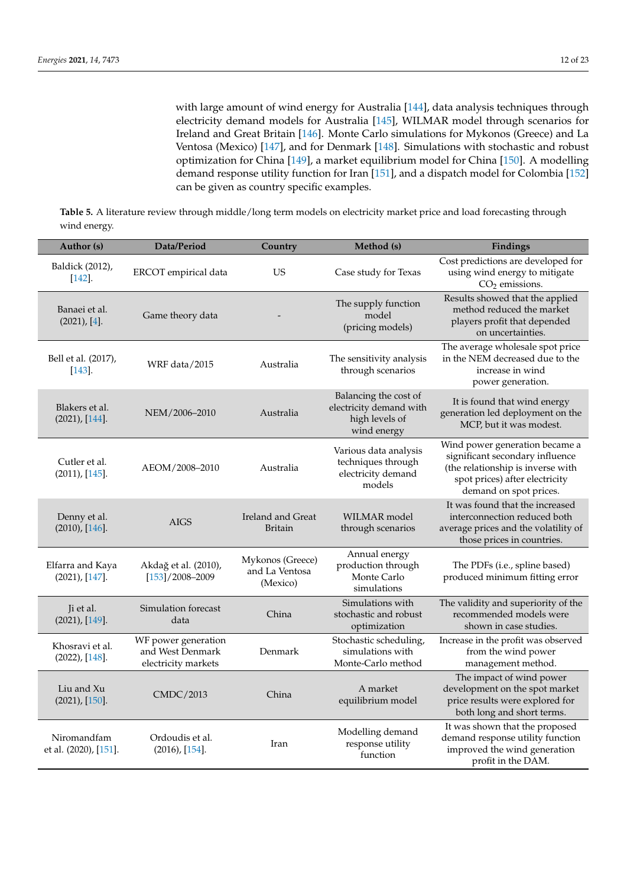with large amount of wind energy for Australia [144], data analysis techniques through electricity demand models for Australia [145], WILMAR model through scenarios for Ireland and Great Britain [146]. Monte Carlo simulations for Mykonos (Greece) and La Ventosa (Mexico) [147], and for Denmark [148]. Simulations with stochastic and robust optimization for China [149], a market equilibrium model for China [150]. A modelling demand response utility function for Iran [151], and a dispatch model for Colombia [152] can be given as country specific examples.

**Table 5.** A literature review through middle/long term models on electricity market price and load forecasting through wind energy.

| Author (s) | Data/Period | Country | Method (s) | Findings |
| --- | --- | --- | --- | --- |
| Baldick (2012), [142]. | ERCOT empirical data | US | Case study for Texas | Cost predictions are developed for using wind energy to mitigate $CO_2$ emissions. |
| Banaei et al. (2021), [4]. | Game theory data | - | The supply function model (pricing models) | Results showed that the applied method reduced the market players profit that depended on uncertainties. |
| Bell et al. (2017), [143]. | WRF data/2015 | Australia | The sensitivity analysis through scenarios | The average wholesale spot price in the NEM decreased due to the increase in wind power generation. |
| Blakers et al. (2021), [144]. | NEM/2006–2010 | Australia | Balancing the cost of electricity demand with high levels of wind energy | It is found that wind energy generation led deployment on the MCP, but it was modest. |
| Cutler et al. (2011), [145]. | AEOM/2008–2010 | Australia | Various data analysis techniques through electricity demand models | Wind power generation became a significant secondary influence (the relationship is inverse with spot prices) after electricity demand on spot prices. |
| Denny et al. (2010), [146]. | AIGS | Ireland and Great Britain | WILMAR model through scenarios | It was found that the increased interconnection reduced both average prices and the volatility of those prices in countries. |
| Elfarra and Kaya (2021), [147]. | Akdağ et al. (2010), [153]/2008–2009 | Mykonos (Greece) and La Ventosa (Mexico) | Annual energy production through Monte Carlo simulations | The PDFs (i.e., spline based) produced minimum fitting error |
| Ji et al. (2021), [149]. | Simulation forecast data | China | Simulations with stochastic and robust optimization | The validity and superiority of the recommended models were shown in case studies. |
| Khosravi et al. (2022), [148]. | WF power generation and West Denmark electricity markets | Denmark | Stochastic scheduling, simulations with Monte-Carlo method | Increase in the profit was observed from the wind power management method. |
| Liu and Xu (2021), [150]. | CMDC/2013 | China | A market equilibrium model | The impact of wind power development on the spot market price results were explored for both long and short terms. |
| Niromandfam et al. (2020), [151]. | Ordoudis et al. (2016), [154]. | Iran | Modelling demand response utility function | It was shown that the proposed demand response utility function improved the wind generation profit in the DAM. |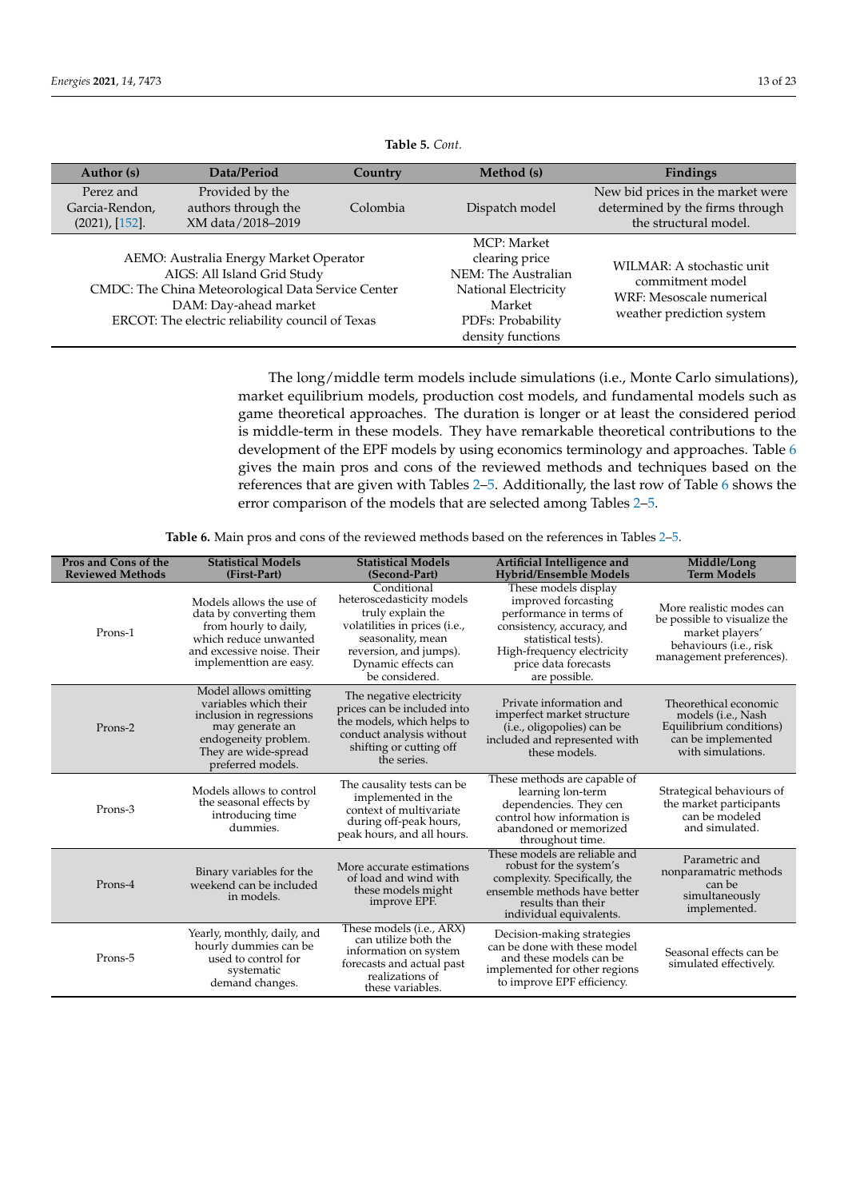**Table 5.** *Cont.*

| Author (s) | Data/Period | Country | Method (s) | Findings |
|---|---|---|---|---|
| Perez and Garcia-Rendon, (2021), [152]. | Provided by the authors through the XM data/2018–2019 | Colombia | Dispatch model | New bid prices in the market were determined by the firms through the structural model. |
| AEMO: Australia Energy Market Operator<br>AIGS: All Island Grid Study<br>CMDC: The China Meteorological Data Service Center<br>DAM: Day-ahead market<br>ERCOT: The electric reliability council of Texas | | | MCP: Market clearing price<br>NEM: The Australian National Electricity Market<br>PDFs: Probability density functions | WILMAR: A stochastic unit commitment model<br>WRF: Mesoscale numerical weather prediction system |

The long/middle term models include simulations (i.e., Monte Carlo simulations), market equilibrium models, production cost models, and fundamental models such as game theoretical approaches. The duration is longer or at least the considered period is middle-term in these models. They have remarkable theoretical contributions to the development of the EPF models by using economics terminology and approaches. Table 6 gives the main pros and cons of the reviewed methods and techniques based on the references that are given with Tables 2–5. Additionally, the last row of Table 6 shows the error comparison of the models that are selected among Tables 2–5.

**Table 6.** Main pros and cons of the reviewed methods based on the references in Tables 2–5.

| Pros and Cons of the Reviewed Methods | Statistical Models (First-Part) | Statistical Models (Second-Part) | Artificial Intelligence and Hybrid/Ensemble Models | Middle/Long Term Models |
|---|---|---|---|---|
| Prons-1 | Models allows the use of data by converting them from hourly to daily, which reduce unwanted and excessive noise. Their implementtion are easy. | Conditional heteroscedasticity models truly explain the volatilities in prices (i.e., seasonality, mean reversion, and jumps). Dynamic effects can be considered. | These models display improved forcasting performance in terms of consistency, accuracy, and statistical tests). High-frequency electricity price data forecasts are possible. | More realistic modes can be possible to visualize the market players' behaviours (i.e., risk management preferences). |
| Prons-2 | Model allows omitting variables which their inclusion in regressions may generate an endogeneity problem. They are wide-spread preferred models. | The negative electricity prices can be included into the models, which helps to conduct analysis without shifting or cutting off the series. | Private information and imperfect market structure (i.e., oligopolies) can be included and represented with these models. | Theorethical economic models (i.e., Nash Equilibrium conditions) can be implemented with simulations. |
| Prons-3 | Models allows to control the seasonal effects by introducing time dummies. | The causality tests can be implemented in the context of multivariate during off-peak hours, peak hours, and all hours. | These methods are capable of learning lon-term dependencies. They cen control how information is abandoned or memorized throughout time. | Strategical behaviours of the market participants can be modeled and simulated. |
| Prons-4 | Binary variables for the weekend can be included in models. | More accurate estimations of load and wind with these models might improve EPF. | These models are reliable and robust for the system's complexity. Specifically, the ensemble methods have better results than their individual equivalents. | Parametric and nonparamatric methods can be simultaneously implemented. |
| Prons-5 | Yearly, monthly, daily, and hourly dummies can be used to control for systematic demand changes. | These models (i.e., ARX) can utilize both the information on system forecasts and actual past realizations of these variables. | Decision-making strategies can be done with these model and these models can be implemented for other regions to improve EPF efficiency. | Seasonal effects can be simulated effectively. |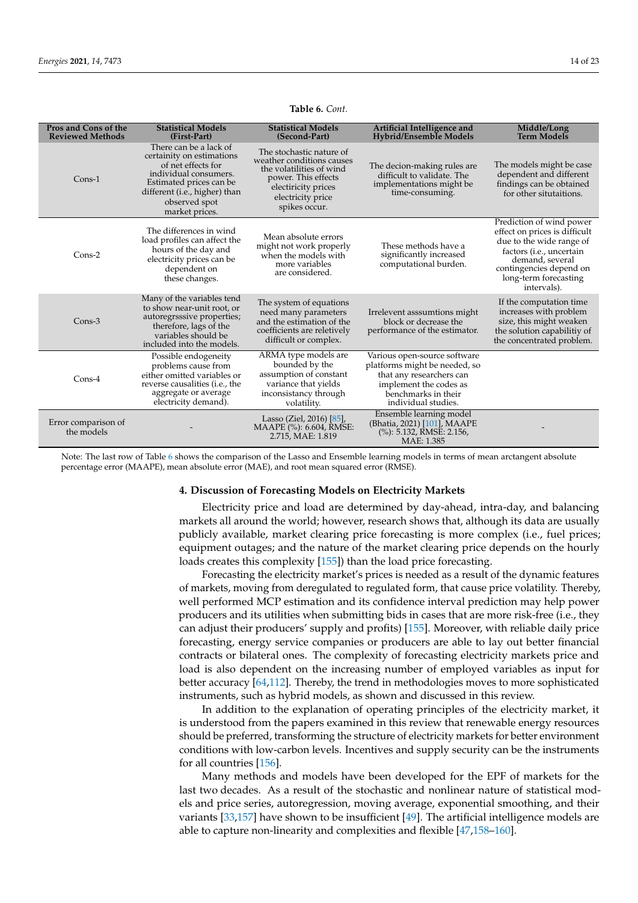**Table 6.** *Cont.*

| Pros and Cons of the Reviewed Methods | Statistical Models (First-Part) | Statistical Models (Second-Part) | Artificial Intelligence and Hybrid/Ensemble Models | Middle/Long Term Models |
|---|---|---|---|---|
| Cons-1 | There can be a lack of certainity on estimations of net effects for individual consumers. Estimated prices can be different (i.e., higher) than observed spot market prices. | The stochastic nature of weather conditions causes the volatilities of wind power. This effects electricity prices electricity price spikes occur. | The decion-making rules are difficult to validate. The implementations might be time-consuming. | The models might be case dependent and different findings can be obtained for other situtaitions. |
| Cons-2 | The differences in wind load profiles can affect the hours of the day and electricity prices can be dependent on these changes. | Mean absolute errors might not work properly when the models with more variables are considered. | These methods have a significantly increased computational burden. | Prediction of wind power effect on prices is difficult due to the wide range of factors (i.e., uncertain demand, several contingencies depend on long-term forecasting intervals). |
| Cons-3 | Many of the variables tend to show near-unit root, or autoregrsssive properties; therefore, lags of the variables should be included into the models. | The system of equations need many parameters and the estimation of the coefficients are relevitely difficult or complex. | Irrelevent asssumtions might block or decrease the performance of the estimator. | If the computation time increases with problem size, this might weaken the solution capabilitiy of the concentrated problem. |
| Cons-4 | Possible endogeneity problems cause from either omitted variables or reverse causalities (i.e., the aggregate or average electricity demand). | ARMA type models are bounded by the assumption of constant variance that yields inconsistancy through volatility. | Various open-source software platforms might be needed, so that any researchers can implement the codes as benchmarks in their individual studies. | |
| Error comparison of the models | - | Lasso (Ziel, 2016) [85], MAAPE (%): 6.604, RMSE: 2.715, MAE: 1.819 | Ensemble learning model (Bhatia, 2021) [101], MAAPE (%): 5.132, RMSE: 2.156, MAE: 1.385 | - |

Note: The last row of Table 6 shows the comparison of the Lasso and Ensemble learning models in terms of mean arctangent absolute percentage error (MAAPE), mean absolute error (MAE), and root mean squared error (RMSE).

## 4. Discussion of Forecasting Models on Electricity Markets

Electricity price and load are determined by day-ahead, intra-day, and balancing markets all around the world; however, research shows that, although its data are usually publicly available, market clearing price forecasting is more complex (i.e., fuel prices; equipment outages; and the nature of the market clearing price depends on the hourly loads creates this complexity [155]) than the load price forecasting.

Forecasting the electricity market's prices is needed as a result of the dynamic features of markets, moving from deregulated to regulated form, that cause price volatility. Thereby, well performed MCP estimation and its confidence interval prediction may help power producers and its utilities when submitting bids in cases that are more risk-free (i.e., they can adjust their producers' supply and profits) [155]. Moreover, with reliable daily price forecasting, energy service companies or producers are able to lay out better financial contracts or bilateral ones. The complexity of forecasting electricity markets price and load is also dependent on the increasing number of employed variables as input for better accuracy [64,112]. Thereby, the trend in methodologies moves to more sophisticated instruments, such as hybrid models, as shown and discussed in this review.

In addition to the explanation of operating principles of the electricity market, it is understood from the papers examined in this review that renewable energy resources should be preferred, transforming the structure of electricity markets for better environment conditions with low-carbon levels. Incentives and supply security can be the instruments for all countries [156].

Many methods and models have been developed for the EPF of markets for the last two decades. As a result of the stochastic and nonlinear nature of statistical models and price series, autoregression, moving average, exponential smoothing, and their variants [33,157] have shown to be insufficient [49]. The artificial intelligence models are able to capture non-linearity and complexities and flexible [47,158–160].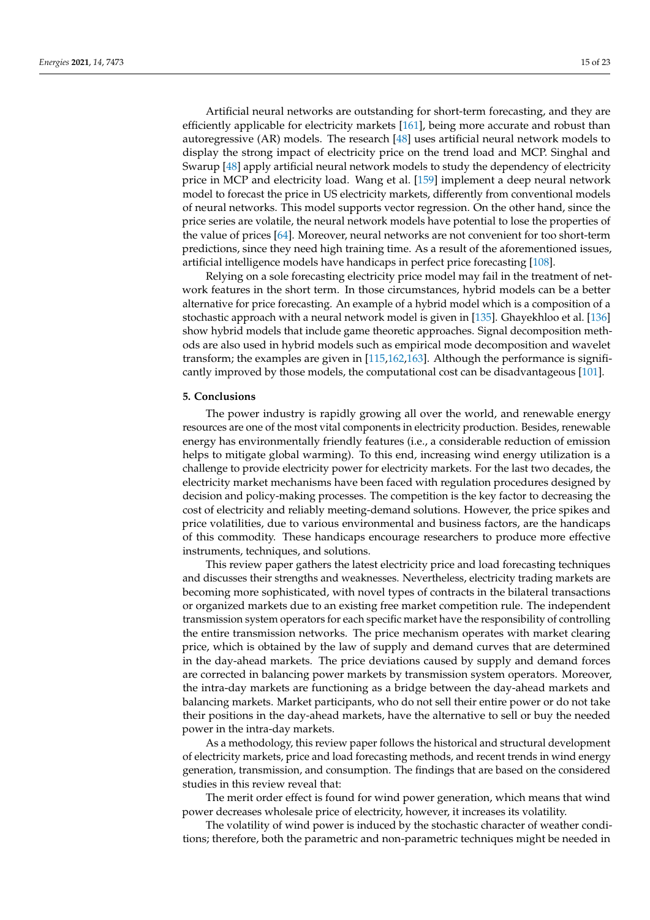Artificial neural networks are outstanding for short-term forecasting, and they are efficiently applicable for electricity markets [161], being more accurate and robust than autoregressive (AR) models. The research [48] uses artificial neural network models to display the strong impact of electricity price on the trend load and MCP. Singhal and Swarup [48] apply artificial neural network models to study the dependency of electricity price in MCP and electricity load. Wang et al. [159] implement a deep neural network model to forecast the price in US electricity markets, differently from conventional models of neural networks. This model supports vector regression. On the other hand, since the price series are volatile, the neural network models have potential to lose the properties of the value of prices [64]. Moreover, neural networks are not convenient for too short-term predictions, since they need high training time. As a result of the aforementioned issues, artificial intelligence models have handicaps in perfect price forecasting [108].

Relying on a sole forecasting electricity price model may fail in the treatment of network features in the short term. In those circumstances, hybrid models can be a better alternative for price forecasting. An example of a hybrid model which is a composition of a stochastic approach with a neural network model is given in [135]. Ghayekhloo et al. [136] show hybrid models that include game theoretic approaches. Signal decomposition methods are also used in hybrid models such as empirical mode decomposition and wavelet transform; the examples are given in [115,162,163]. Although the performance is significantly improved by those models, the computational cost can be disadvantageous [101].

## 5. Conclusions

The power industry is rapidly growing all over the world, and renewable energy resources are one of the most vital components in electricity production. Besides, renewable energy has environmentally friendly features (i.e., a considerable reduction of emission helps to mitigate global warming). To this end, increasing wind energy utilization is a challenge to provide electricity power for electricity markets. For the last two decades, the electricity market mechanisms have been faced with regulation procedures designed by decision and policy-making processes. The competition is the key factor to decreasing the cost of electricity and reliably meeting-demand solutions. However, the price spikes and price volatilities, due to various environmental and business factors, are the handicaps of this commodity. These handicaps encourage researchers to produce more effective instruments, techniques, and solutions.

This review paper gathers the latest electricity price and load forecasting techniques and discusses their strengths and weaknesses. Nevertheless, electricity trading markets are becoming more sophisticated, with novel types of contracts in the bilateral transactions or organized markets due to an existing free market competition rule. The independent transmission system operators for each specific market have the responsibility of controlling the entire transmission networks. The price mechanism operates with market clearing price, which is obtained by the law of supply and demand curves that are determined in the day-ahead markets. The price deviations caused by supply and demand forces are corrected in balancing power markets by transmission system operators. Moreover, the intra-day markets are functioning as a bridge between the day-ahead markets and balancing markets. Market participants, who do not sell their entire power or do not take their positions in the day-ahead markets, have the alternative to sell or buy the needed power in the intra-day markets.

As a methodology, this review paper follows the historical and structural development of electricity markets, price and load forecasting methods, and recent trends in wind energy generation, transmission, and consumption. The findings that are based on the considered studies in this review reveal that:

The merit order effect is found for wind power generation, which means that wind power decreases wholesale price of electricity, however, it increases its volatility.

The volatility of wind power is induced by the stochastic character of weather conditions; therefore, both the parametric and non-parametric techniques might be needed in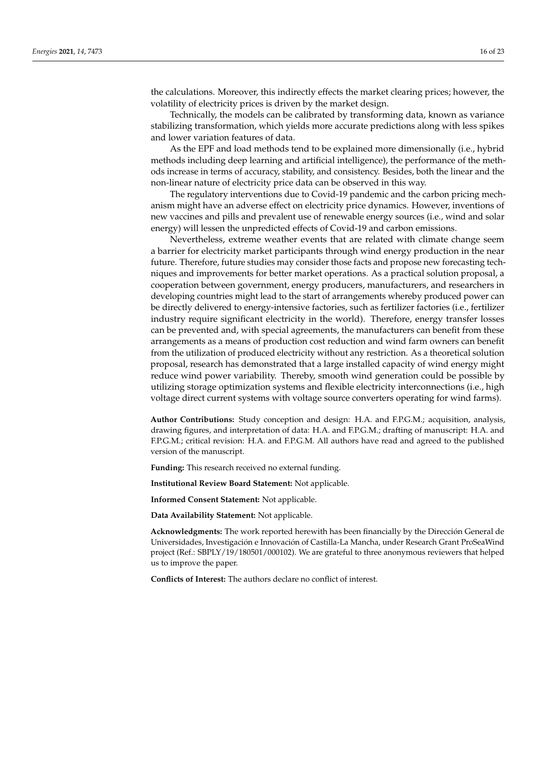the calculations. Moreover, this indirectly effects the market clearing prices; however, the volatility of electricity prices is driven by the market design.

Technically, the models can be calibrated by transforming data, known as variance stabilizing transformation, which yields more accurate predictions along with less spikes and lower variation features of data.

As the EPF and load methods tend to be explained more dimensionally (i.e., hybrid methods including deep learning and artificial intelligence), the performance of the methods increase in terms of accuracy, stability, and consistency. Besides, both the linear and the non-linear nature of electricity price data can be observed in this way.

The regulatory interventions due to Covid-19 pandemic and the carbon pricing mechanism might have an adverse effect on electricity price dynamics. However, inventions of new vaccines and pills and prevalent use of renewable energy sources (i.e., wind and solar energy) will lessen the unpredicted effects of Covid-19 and carbon emissions.

Nevertheless, extreme weather events that are related with climate change seem a barrier for electricity market participants through wind energy production in the near future. Therefore, future studies may consider those facts and propose new forecasting techniques and improvements for better market operations. As a practical solution proposal, a cooperation between government, energy producers, manufacturers, and researchers in developing countries might lead to the start of arrangements whereby produced power can be directly delivered to energy-intensive factories, such as fertilizer factories (i.e., fertilizer industry require significant electricity in the world). Therefore, energy transfer losses can be prevented and, with special agreements, the manufacturers can benefit from these arrangements as a means of production cost reduction and wind farm owners can benefit from the utilization of produced electricity without any restriction. As a theoretical solution proposal, research has demonstrated that a large installed capacity of wind energy might reduce wind power variability. Thereby, smooth wind generation could be possible by utilizing storage optimization systems and flexible electricity interconnections (i.e., high voltage direct current systems with voltage source converters operating for wind farms).

**Author Contributions:** Study conception and design: H.A. and F.P.G.M.; acquisition, analysis, drawing figures, and interpretation of data: H.A. and F.P.G.M.; drafting of manuscript: H.A. and F.P.G.M.; critical revision: H.A. and F.P.G.M. All authors have read and agreed to the published version of the manuscript.

**Funding:** This research received no external funding.

**Institutional Review Board Statement:** Not applicable.

**Informed Consent Statement:** Not applicable.

**Data Availability Statement:** Not applicable.

**Acknowledgments:** The work reported herewith has been financially by the Dirección General de Universidades, Investigación e Innovación of Castilla-La Mancha, under Research Grant ProSeaWind project (Ref.: SBPLY/19/180501/000102). We are grateful to three anonymous reviewers that helped us to improve the paper.

**Conflicts of Interest:** The authors declare no conflict of interest.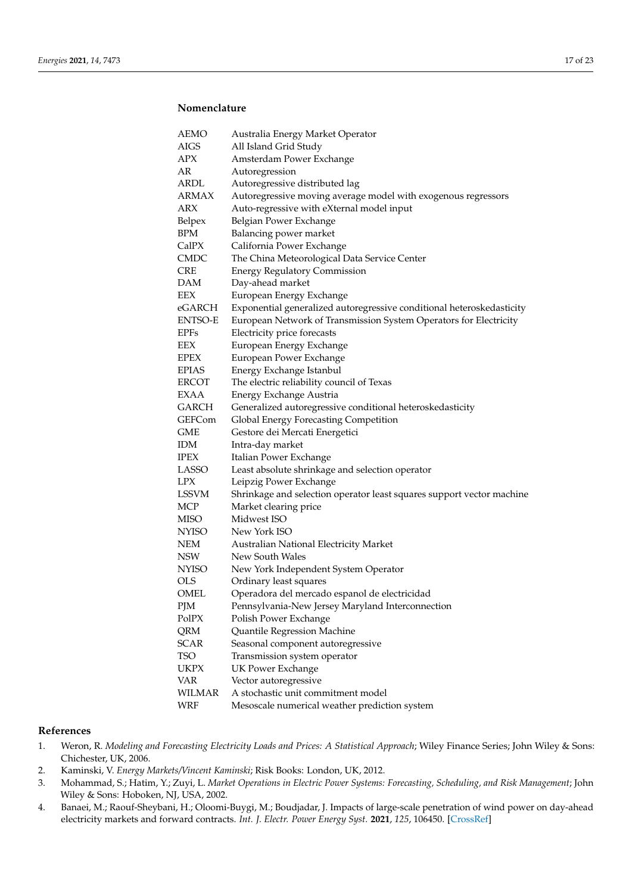## Nomenclature

| | |
|---|---|
| AEMO | Australia Energy Market Operator |
| AIGS | All Island Grid Study |
| APX | Amsterdam Power Exchange |
| AR | Autoregression |
| ARDL | Autoregressive distributed lag |
| ARMAX | Autoregressive moving average model with exogenous regressors |
| ARX | Auto-regressive with eXternal model input |
| Belpex | Belgian Power Exchange |
| BPM | Balancing power market |
| CalPX | California Power Exchange |
| CMDC | The China Meteorological Data Service Center |
| CRE | Energy Regulatory Commission |
| DAM | Day-ahead market |
| EEX | European Energy Exchange |
| eGARCH | Exponential generalized autoregressive conditional heteroskedasticity |
| ENTSO-E | European Network of Transmission System Operators for Electricity |
| EPFs | Electricity price forecasts |
| EEX | European Energy Exchange |
| EPEX | European Power Exchange |
| EPIAS | Energy Exchange Istanbul |
| ERCOT | The electric reliability council of Texas |
| EXAA | Energy Exchange Austria |
| GARCH | Generalized autoregressive conditional heteroskedasticity |
| GEFCom | Global Energy Forecasting Competition |
| GME | Gestore dei Mercati Energetici |
| IDM | Intra-day market |
| IPEX | Italian Power Exchange |
| LASSO | Least absolute shrinkage and selection operator |
| LPX | Leipzig Power Exchange |
| LSSVM | Shrinkage and selection operator least squares support vector machine |
| MCP | Market clearing price |
| MISO | Midwest ISO |
| NYISO | New York ISO |
| NEM | Australian National Electricity Market |
| NSW | New South Wales |
| NYISO | New York Independent System Operator |
| OLS | Ordinary least squares |
| OMEL | Operadora del mercado espanol de electricidad |
| PJM | Pennsylvania-New Jersey Maryland Interconnection |
| PolPX | Polish Power Exchange |
| QRM | Quantile Regression Machine |
| SCAR | Seasonal component autoregressive |
| TSO | Transmission system operator |
| UKPX | UK Power Exchange |
| VAR | Vector autoregressive |
| WILMAR | A stochastic unit commitment model |
| WRF | Mesoscale numerical weather prediction system |

## References

1. Weron, R. *Modeling and Forecasting Electricity Loads and Prices: A Statistical Approach*; Wiley Finance Series; John Wiley & Sons: Chichester, UK, 2006.
2. Kaminski, V. *Energy Markets/Vincent Kaminski*; Risk Books: London, UK, 2012.
3. Mohammad, S.; Hatim, Y.; Zuyi, L. *Market Operations in Electric Power Systems: Forecasting, Scheduling, and Risk Management*; John Wiley & Sons: Hoboken, NJ, USA, 2002.
4. Banaei, M.; Raouf-Sheybani, H.; Oloomi-Buygi, M.; Boudjadar, J. Impacts of large-scale penetration of wind power on day-ahead electricity markets and forward contracts. *Int. J. Electr. Power Energy Syst.* **2021**, *125*, 106450. [CrossRef]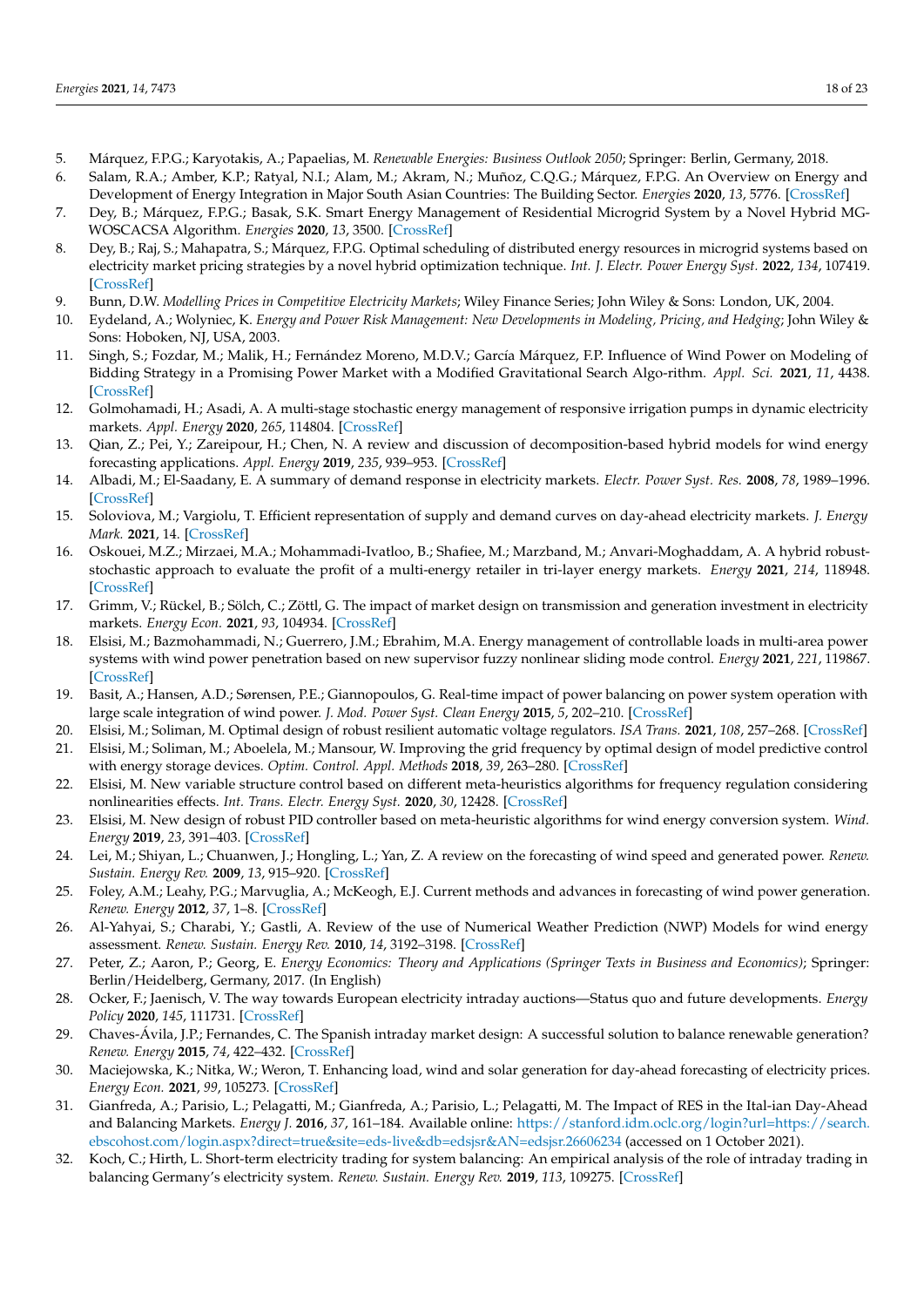5. Márquez, F.P.G.; Karyotakis, A.; Papaelias, M. *Renewable Energies: Business Outlook 2050*; Springer: Berlin, Germany, 2018.
6. Salam, R.A.; Amber, K.P.; Ratyal, N.I.; Alam, M.; Akram, N.; Muñoz, C.Q.G.; Márquez, F.P.G. An Overview on Energy and Development of Energy Integration in Major South Asian Countries: The Building Sector. *Energies* **2020**, *13*, 5776. [CrossRef]
7. Dey, B.; Márquez, F.P.G.; Basak, S.K. Smart Energy Management of Residential Microgrid System by a Novel Hybrid MG-WOSCACSA Algorithm. *Energies* **2020**, *13*, 3500. [CrossRef]
8. Dey, B.; Raj, S.; Mahapatra, S.; Márquez, F.P.G. Optimal scheduling of distributed energy resources in microgrid systems based on electricity market pricing strategies by a novel hybrid optimization technique. *Int. J. Electr. Power Energy Syst.* **2022**, *134*, 107419. [CrossRef]
9. Bunn, D.W. *Modelling Prices in Competitive Electricity Markets*; Wiley Finance Series; John Wiley & Sons: London, UK, 2004.
10. Eydeland, A.; Wolyniec, K. *Energy and Power Risk Management: New Developments in Modeling, Pricing, and Hedging*; John Wiley & Sons: Hoboken, NJ, USA, 2003.
11. Singh, S.; Fozdar, M.; Malik, H.; Fernández Moreno, M.D.V.; García Márquez, F.P. Influence of Wind Power on Modeling of Bidding Strategy in a Promising Power Market with a Modified Gravitational Search Algo-rithm. *Appl. Sci.* **2021**, *11*, 4438. [CrossRef]
12. Golmohamadi, H.; Asadi, A. A multi-stage stochastic energy management of responsive irrigation pumps in dynamic electricity markets. *Appl. Energy* **2020**, *265*, 114804. [CrossRef]
13. Qian, Z.; Pei, Y.; Zareipour, H.; Chen, N. A review and discussion of decomposition-based hybrid models for wind energy forecasting applications. *Appl. Energy* **2019**, *235*, 939–953. [CrossRef]
14. Albadi, M.; El-Saadany, E. A summary of demand response in electricity markets. *Electr. Power Syst. Res.* **2008**, *78*, 1989–1996. [CrossRef]
15. Soloviova, M.; Vargiolu, T. Efficient representation of supply and demand curves on day-ahead electricity markets. *J. Energy Mark.* **2021**, 14. [CrossRef]
16. Oskouei, M.Z.; Mirzaei, M.A.; Mohammadi-Ivatloo, B.; Shafiee, M.; Marzband, M.; Anvari-Moghaddam, A. A hybrid robust-stochastic approach to evaluate the profit of a multi-energy retailer in tri-layer energy markets. *Energy* **2021**, *214*, 118948. [CrossRef]
17. Grimm, V.; Rückel, B.; Sölch, C.; Zöttl, G. The impact of market design on transmission and generation investment in electricity markets. *Energy Econ.* **2021**, *93*, 104934. [CrossRef]
18. Elsisi, M.; Bazmohammadi, N.; Guerrero, J.M.; Ebrahim, M.A. Energy management of controllable loads in multi-area power systems with wind power penetration based on new supervisor fuzzy nonlinear sliding mode control. *Energy* **2021**, *221*, 119867. [CrossRef]
19. Basit, A.; Hansen, A.D.; Sørensen, P.E.; Giannopoulos, G. Real-time impact of power balancing on power system operation with large scale integration of wind power. *J. Mod. Power Syst. Clean Energy* **2015**, *5*, 202–210. [CrossRef]
20. Elsisi, M.; Soliman, M. Optimal design of robust resilient automatic voltage regulators. *ISA Trans.* **2021**, *108*, 257–268. [CrossRef]
21. Elsisi, M.; Soliman, M.; Aboelela, M.; Mansour, W. Improving the grid frequency by optimal design of model predictive control with energy storage devices. *Optim. Control. Appl. Methods* **2018**, *39*, 263–280. [CrossRef]
22. Elsisi, M. New variable structure control based on different meta-heuristics algorithms for frequency regulation considering nonlinearities effects. *Int. Trans. Electr. Energy Syst.* **2020**, *30*, 12428. [CrossRef]
23. Elsisi, M. New design of robust PID controller based on meta-heuristic algorithms for wind energy conversion system. *Wind. Energy* **2019**, *23*, 391–403. [CrossRef]
24. Lei, M.; Shiyan, L.; Chuanwen, J.; Hongling, L.; Yan, Z. A review on the forecasting of wind speed and generated power. *Renew. Sustain. Energy Rev.* **2009**, *13*, 915–920. [CrossRef]
25. Foley, A.M.; Leahy, P.G.; Marvuglia, A.; McKeogh, E.J. Current methods and advances in forecasting of wind power generation. *Renew. Energy* **2012**, *37*, 1–8. [CrossRef]
26. Al-Yahyai, S.; Charabi, Y.; Gastli, A. Review of the use of Numerical Weather Prediction (NWP) Models for wind energy assessment. *Renew. Sustain. Energy Rev.* **2010**, *14*, 3192–3198. [CrossRef]
27. Peter, Z.; Aaron, P.; Georg, E. *Energy Economics: Theory and Applications (Springer Texts in Business and Economics)*; Springer: Berlin/Heidelberg, Germany, 2017. (In English)
28. Ocker, F.; Jaenisch, V. The way towards European electricity intraday auctions—Status quo and future developments. *Energy Policy* **2020**, *145*, 111731. [CrossRef]
29. Chaves-Ávila, J.P.; Fernandes, C. The Spanish intraday market design: A successful solution to balance renewable generation? *Renew. Energy* **2015**, *74*, 422–432. [CrossRef]
30. Maciejowska, K.; Nitka, W.; Weron, T. Enhancing load, wind and solar generation for day-ahead forecasting of electricity prices. *Energy Econ.* **2021**, *99*, 105273. [CrossRef]
31. Gianfreda, A.; Parisio, L.; Pelagatti, M.; Gianfreda, A.; Parisio, L.; Pelagatti, M. The Impact of RES in the Ital-ian Day-Ahead and Balancing Markets. *Energy J.* **2016**, *37*, 161–184. Available online: https://stanford.idm.oclc.org/login?url=https://search.ebscohost.com/login.aspx?direct=true&site=eds-live&db=edsjsr&AN=edsjsr.26606234 (accessed on 1 October 2021).
32. Koch, C.; Hirth, L. Short-term electricity trading for system balancing: An empirical analysis of the role of intraday trading in balancing Germany's electricity system. *Renew. Sustain. Energy Rev.* **2019**, *113*, 109275. [CrossRef]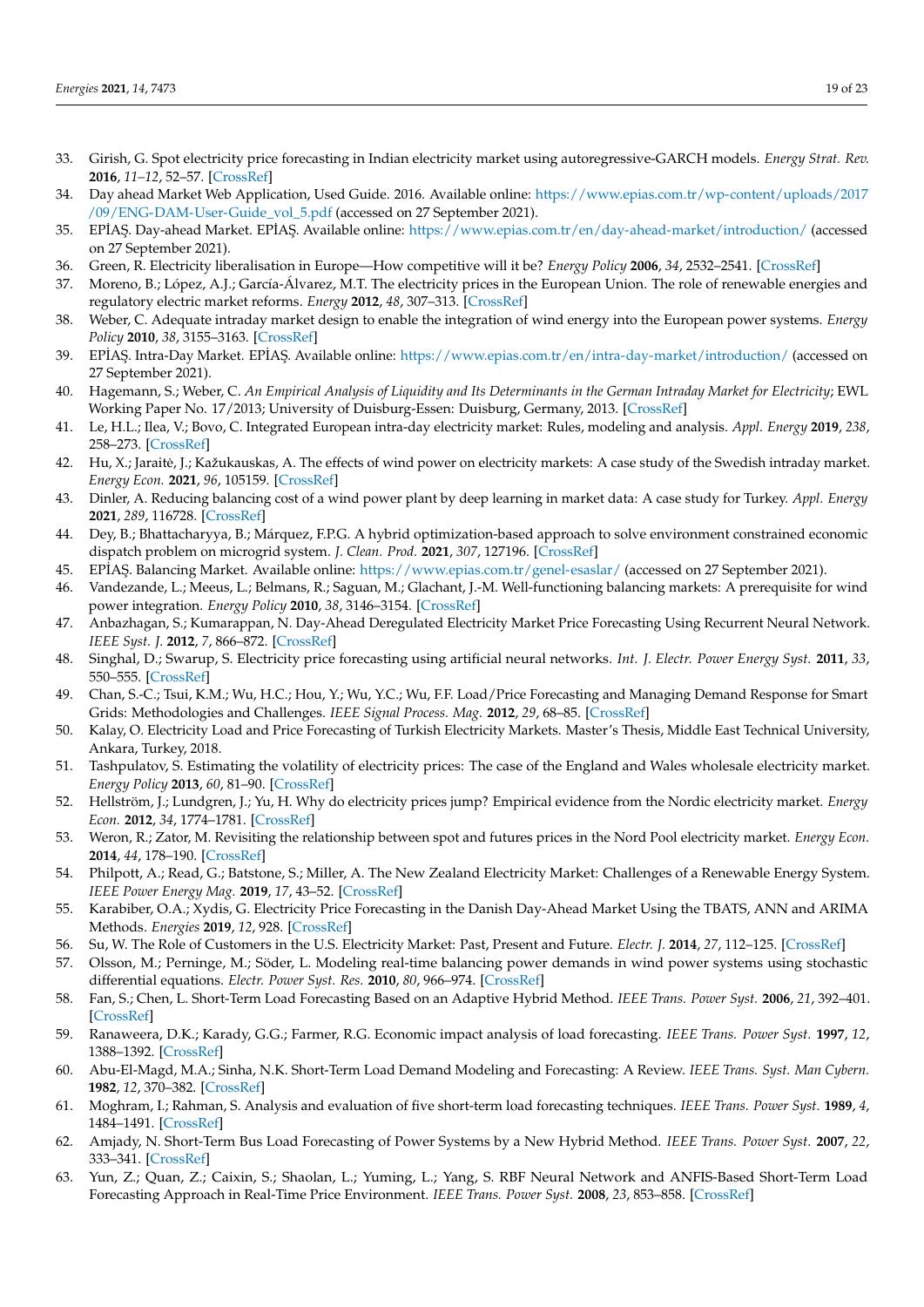33. Girish, G. Spot electricity price forecasting in Indian electricity market using autoregressive-GARCH models. *Energy Strat. Rev.* **2016**, *11–12*, 52–57. [CrossRef]
34. Day ahead Market Web Application, Used Guide. 2016. Available online: https://www.epias.com.tr/wp-content/uploads/2017/09/ENG-DAM-User-Guide_vol_5.pdf (accessed on 27 September 2021).
35. EPİAŞ. Day-ahead Market. EPİAŞ. Available online: https://www.epias.com.tr/en/day-ahead-market/introduction/ (accessed on 27 September 2021).
36. Green, R. Electricity liberalisation in Europe—How competitive will it be? *Energy Policy* **2006**, *34*, 2532–2541. [CrossRef]
37. Moreno, B.; López, A.J.; García-Álvarez, M.T. The electricity prices in the European Union. The role of renewable energies and regulatory electric market reforms. *Energy* **2012**, *48*, 307–313. [CrossRef]
38. Weber, C. Adequate intraday market design to enable the integration of wind energy into the European power systems. *Energy Policy* **2010**, *38*, 3155–3163. [CrossRef]
39. EPİAŞ. Intra-Day Market. EPİAŞ. Available online: https://www.epias.com.tr/en/intra-day-market/introduction/ (accessed on 27 September 2021).
40. Hagemann, S.; Weber, C. *An Empirical Analysis of Liquidity and Its Determinants in the German Intraday Market for Electricity*; EWL Working Paper No. 17/2013; University of Duisburg-Essen: Duisburg, Germany, 2013. [CrossRef]
41. Le, H.L.; Ilea, V.; Bovo, C. Integrated European intra-day electricity market: Rules, modeling and analysis. *Appl. Energy* **2019**, *238*, 258–273. [CrossRef]
42. Hu, X.; Jaraitė, J.; Kažukauskas, A. The effects of wind power on electricity markets: A case study of the Swedish intraday market. *Energy Econ.* **2021**, *96*, 105159. [CrossRef]
43. Dinler, A. Reducing balancing cost of a wind power plant by deep learning in market data: A case study for Turkey. *Appl. Energy* **2021**, *289*, 116728. [CrossRef]
44. Dey, B.; Bhattacharyya, B.; Márquez, F.P.G. A hybrid optimization-based approach to solve environment constrained economic dispatch problem on microgrid system. *J. Clean. Prod.* **2021**, *307*, 127196. [CrossRef]
45. EPİAŞ. Balancing Market. Available online: https://www.epias.com.tr/genel-esaslar/ (accessed on 27 September 2021).
46. Vandezande, L.; Meeus, L.; Belmans, R.; Saguan, M.; Glachant, J.-M. Well-functioning balancing markets: A prerequisite for wind power integration. *Energy Policy* **2010**, *38*, 3146–3154. [CrossRef]
47. Anbazhagan, S.; Kumarappan, N. Day-Ahead Deregulated Electricity Market Price Forecasting Using Recurrent Neural Network. *IEEE Syst. J.* **2012**, *7*, 866–872. [CrossRef]
48. Singhal, D.; Swarup, S. Electricity price forecasting using artificial neural networks. *Int. J. Electr. Power Energy Syst.* **2011**, *33*, 550–555. [CrossRef]
49. Chan, S.-C.; Tsui, K.M.; Wu, H.C.; Hou, Y.; Wu, Y.C.; Wu, F.F. Load/Price Forecasting and Managing Demand Response for Smart Grids: Methodologies and Challenges. *IEEE Signal Process. Mag.* **2012**, *29*, 68–85. [CrossRef]
50. Kalay, O. Electricity Load and Price Forecasting of Turkish Electricity Markets. Master's Thesis, Middle East Technical University, Ankara, Turkey, 2018.
51. Tashpulatov, S. Estimating the volatility of electricity prices: The case of the England and Wales wholesale electricity market. *Energy Policy* **2013**, *60*, 81–90. [CrossRef]
52. Hellström, J.; Lundgren, J.; Yu, H. Why do electricity prices jump? Empirical evidence from the Nordic electricity market. *Energy Econ.* **2012**, *34*, 1774–1781. [CrossRef]
53. Weron, R.; Zator, M. Revisiting the relationship between spot and futures prices in the Nord Pool electricity market. *Energy Econ.* **2014**, *44*, 178–190. [CrossRef]
54. Philpott, A.; Read, G.; Batstone, S.; Miller, A. The New Zealand Electricity Market: Challenges of a Renewable Energy System. *IEEE Power Energy Mag.* **2019**, *17*, 43–52. [CrossRef]
55. Karabiber, O.A.; Xydis, G. Electricity Price Forecasting in the Danish Day-Ahead Market Using the TBATS, ANN and ARIMA Methods. *Energies* **2019**, *12*, 928. [CrossRef]
56. Su, W. The Role of Customers in the U.S. Electricity Market: Past, Present and Future. *Electr. J.* **2014**, *27*, 112–125. [CrossRef]
57. Olsson, M.; Perninge, M.; Söder, L. Modeling real-time balancing power demands in wind power systems using stochastic differential equations. *Electr. Power Syst. Res.* **2010**, *80*, 966–974. [CrossRef]
58. Fan, S.; Chen, L. Short-Term Load Forecasting Based on an Adaptive Hybrid Method. *IEEE Trans. Power Syst.* **2006**, *21*, 392–401. [CrossRef]
59. Ranaweera, D.K.; Karady, G.G.; Farmer, R.G. Economic impact analysis of load forecasting. *IEEE Trans. Power Syst.* **1997**, *12*, 1388–1392. [CrossRef]
60. Abu-El-Magd, M.A.; Sinha, N.K. Short-Term Load Demand Modeling and Forecasting: A Review. *IEEE Trans. Syst. Man Cybern.* **1982**, *12*, 370–382. [CrossRef]
61. Moghram, I.; Rahman, S. Analysis and evaluation of five short-term load forecasting techniques. *IEEE Trans. Power Syst.* **1989**, *4*, 1484–1491. [CrossRef]
62. Amjady, N. Short-Term Bus Load Forecasting of Power Systems by a New Hybrid Method. *IEEE Trans. Power Syst.* **2007**, *22*, 333–341. [CrossRef]
63. Yun, Z.; Quan, Z.; Caixin, S.; Shaolan, L.; Yuming, L.; Yang, S. RBF Neural Network and ANFIS-Based Short-Term Load Forecasting Approach in Real-Time Price Environment. *IEEE Trans. Power Syst.* **2008**, *23*, 853–858. [CrossRef]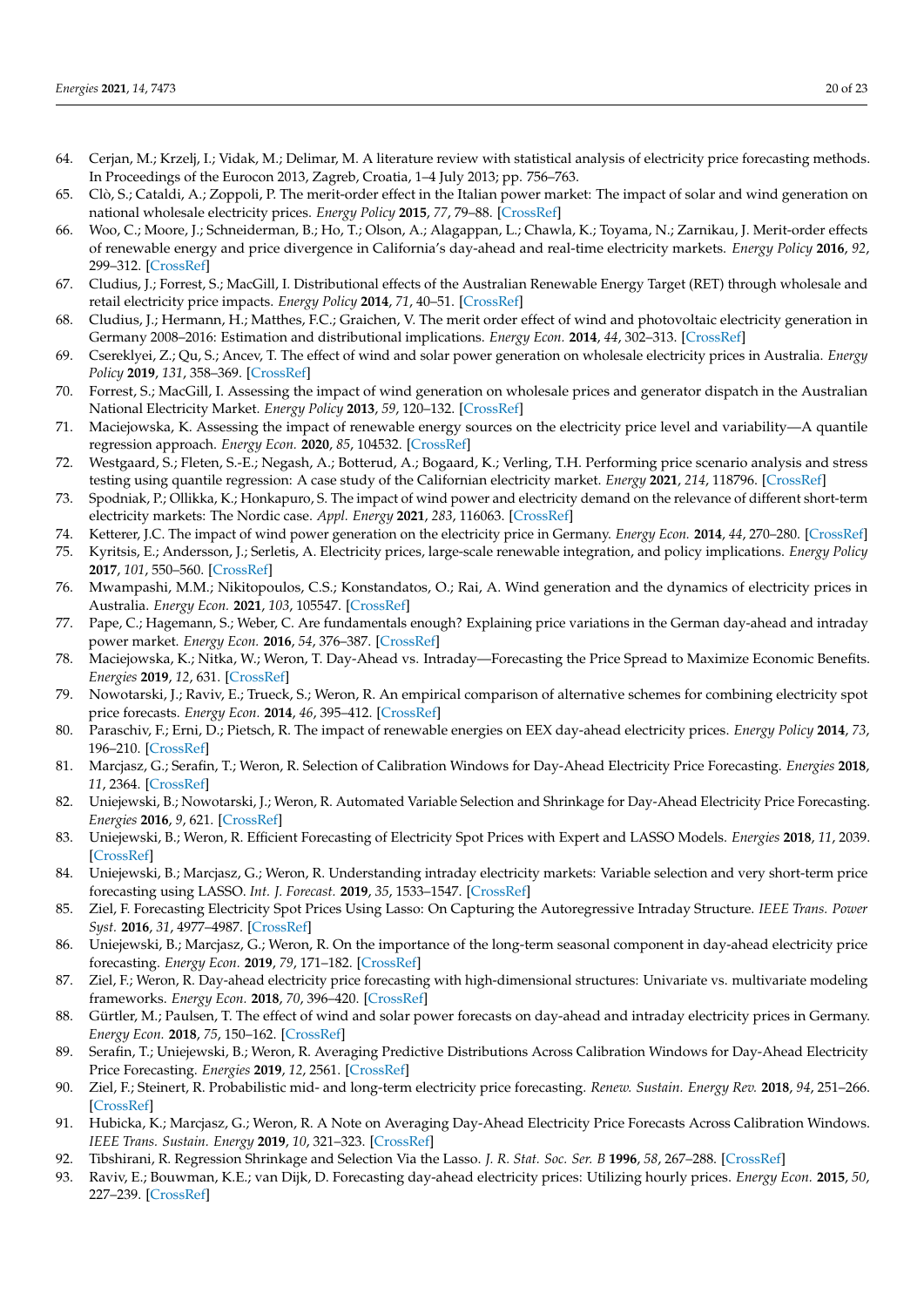64. Cerjan, M.; Krzelj, I.; Vidak, M.; Delimar, M. A literature review with statistical analysis of electricity price forecasting methods. In Proceedings of the Eurocon 2013, Zagreb, Croatia, 1–4 July 2013; pp. 756–763.
65. Clò, S.; Cataldi, A.; Zoppoli, P. The merit-order effect in the Italian power market: The impact of solar and wind generation on national wholesale electricity prices. *Energy Policy* **2015**, *77*, 79–88. [CrossRef]
66. Woo, C.; Moore, J.; Schneiderman, B.; Ho, T.; Olson, A.; Alagappan, L.; Chawla, K.; Toyama, N.; Zarnikau, J. Merit-order effects of renewable energy and price divergence in California's day-ahead and real-time electricity markets. *Energy Policy* **2016**, *92*, 299–312. [CrossRef]
67. Cludius, J.; Forrest, S.; MacGill, I. Distributional effects of the Australian Renewable Energy Target (RET) through wholesale and retail electricity price impacts. *Energy Policy* **2014**, *71*, 40–51. [CrossRef]
68. Cludius, J.; Hermann, H.; Matthes, F.C.; Graichen, V. The merit order effect of wind and photovoltaic electricity generation in Germany 2008–2016: Estimation and distributional implications. *Energy Econ.* **2014**, *44*, 302–313. [CrossRef]
69. Csereklyei, Z.; Qu, S.; Ancev, T. The effect of wind and solar power generation on wholesale electricity prices in Australia. *Energy Policy* **2019**, *131*, 358–369. [CrossRef]
70. Forrest, S.; MacGill, I. Assessing the impact of wind generation on wholesale prices and generator dispatch in the Australian National Electricity Market. *Energy Policy* **2013**, *59*, 120–132. [CrossRef]
71. Maciejowska, K. Assessing the impact of renewable energy sources on the electricity price level and variability—A quantile regression approach. *Energy Econ.* **2020**, *85*, 104532. [CrossRef]
72. Westgaard, S.; Fleten, S.-E.; Negash, A.; Botterud, A.; Bogaard, K.; Verling, T.H. Performing price scenario analysis and stress testing using quantile regression: A case study of the Californian electricity market. *Energy* **2021**, *214*, 118796. [CrossRef]
73. Spodniak, P.; Ollikka, K.; Honkapuro, S. The impact of wind power and electricity demand on the relevance of different short-term electricity markets: The Nordic case. *Appl. Energy* **2021**, *283*, 116063. [CrossRef]
74. Ketterer, J.C. The impact of wind power generation on the electricity price in Germany. *Energy Econ.* **2014**, *44*, 270–280. [CrossRef]
75. Kyritsis, E.; Andersson, J.; Serletis, A. Electricity prices, large-scale renewable integration, and policy implications. *Energy Policy* **2017**, *101*, 550–560. [CrossRef]
76. Mwampashi, M.M.; Nikitopoulos, C.S.; Konstandatos, O.; Rai, A. Wind generation and the dynamics of electricity prices in Australia. *Energy Econ.* **2021**, *103*, 105547. [CrossRef]
77. Pape, C.; Hagemann, S.; Weber, C. Are fundamentals enough? Explaining price variations in the German day-ahead and intraday power market. *Energy Econ.* **2016**, *54*, 376–387. [CrossRef]
78. Maciejowska, K.; Nitka, W.; Weron, T. Day-Ahead vs. Intraday—Forecasting the Price Spread to Maximize Economic Benefits. *Energies* **2019**, *12*, 631. [CrossRef]
79. Nowotarski, J.; Raviv, E.; Trueck, S.; Weron, R. An empirical comparison of alternative schemes for combining electricity spot price forecasts. *Energy Econ.* **2014**, *46*, 395–412. [CrossRef]
80. Paraschiv, F.; Erni, D.; Pietsch, R. The impact of renewable energies on EEX day-ahead electricity prices. *Energy Policy* **2014**, *73*, 196–210. [CrossRef]
81. Marcjasz, G.; Serafin, T.; Weron, R. Selection of Calibration Windows for Day-Ahead Electricity Price Forecasting. *Energies* **2018**, *11*, 2364. [CrossRef]
82. Uniejewski, B.; Nowotarski, J.; Weron, R. Automated Variable Selection and Shrinkage for Day-Ahead Electricity Price Forecasting. *Energies* **2016**, *9*, 621. [CrossRef]
83. Uniejewski, B.; Weron, R. Efficient Forecasting of Electricity Spot Prices with Expert and LASSO Models. *Energies* **2018**, *11*, 2039. [CrossRef]
84. Uniejewski, B.; Marcjasz, G.; Weron, R. Understanding intraday electricity markets: Variable selection and very short-term price forecasting using LASSO. *Int. J. Forecast.* **2019**, *35*, 1533–1547. [CrossRef]
85. Ziel, F. Forecasting Electricity Spot Prices Using Lasso: On Capturing the Autoregressive Intraday Structure. *IEEE Trans. Power Syst.* **2016**, *31*, 4977–4987. [CrossRef]
86. Uniejewski, B.; Marcjasz, G.; Weron, R. On the importance of the long-term seasonal component in day-ahead electricity price forecasting. *Energy Econ.* **2019**, *79*, 171–182. [CrossRef]
87. Ziel, F.; Weron, R. Day-ahead electricity price forecasting with high-dimensional structures: Univariate vs. multivariate modeling frameworks. *Energy Econ.* **2018**, *70*, 396–420. [CrossRef]
88. Gürtler, M.; Paulsen, T. The effect of wind and solar power forecasts on day-ahead and intraday electricity prices in Germany. *Energy Econ.* **2018**, *75*, 150–162. [CrossRef]
89. Serafin, T.; Uniejewski, B.; Weron, R. Averaging Predictive Distributions Across Calibration Windows for Day-Ahead Electricity Price Forecasting. *Energies* **2019**, *12*, 2561. [CrossRef]
90. Ziel, F.; Steinert, R. Probabilistic mid- and long-term electricity price forecasting. *Renew. Sustain. Energy Rev.* **2018**, *94*, 251–266. [CrossRef]
91. Hubicka, K.; Marcjasz, G.; Weron, R. A Note on Averaging Day-Ahead Electricity Price Forecasts Across Calibration Windows. *IEEE Trans. Sustain. Energy* **2019**, *10*, 321–323. [CrossRef]
92. Tibshirani, R. Regression Shrinkage and Selection Via the Lasso. *J. R. Stat. Soc. Ser. B* **1996**, *58*, 267–288. [CrossRef]
93. Raviv, E.; Bouwman, K.E.; van Dijk, D. Forecasting day-ahead electricity prices: Utilizing hourly prices. *Energy Econ.* **2015**, *50*, 227–239. [CrossRef]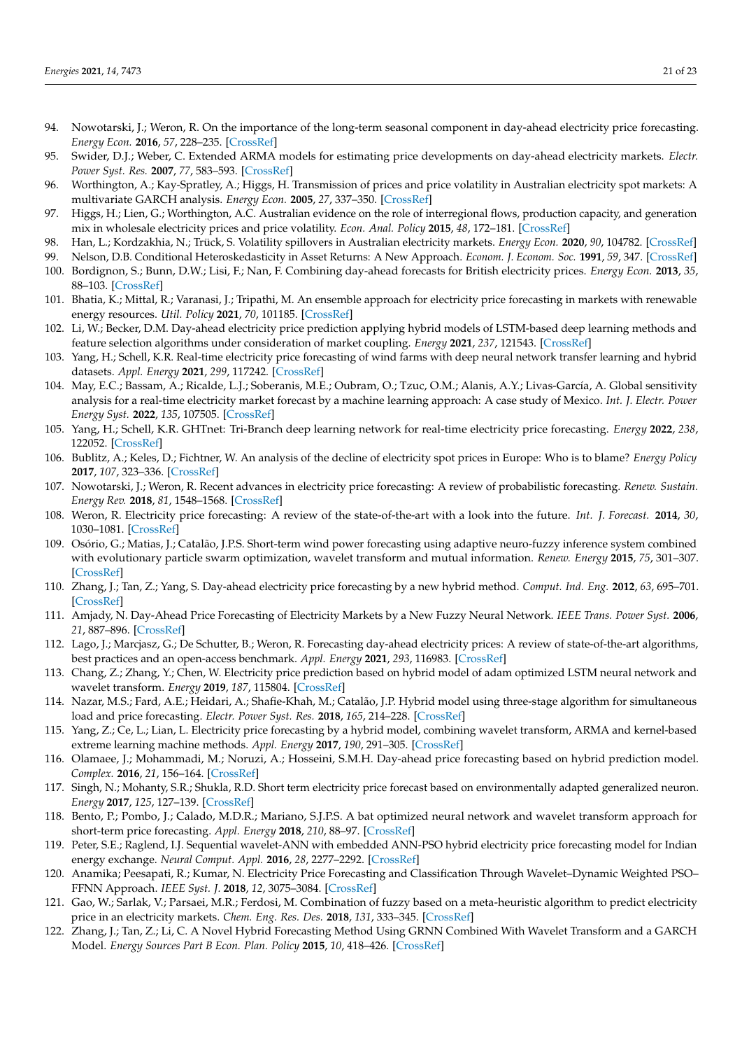94. Nowotarski, J.; Weron, R. On the importance of the long-term seasonal component in day-ahead electricity price forecasting. *Energy Econ.* **2016**, *57*, 228–235. [CrossRef]
95. Swider, D.J.; Weber, C. Extended ARMA models for estimating price developments on day-ahead electricity markets. *Electr. Power Syst. Res.* **2007**, *77*, 583–593. [CrossRef]
96. Worthington, A.; Kay-Spratley, A.; Higgs, H. Transmission of prices and price volatility in Australian electricity spot markets: A multivariate GARCH analysis. *Energy Econ.* **2005**, *27*, 337–350. [CrossRef]
97. Higgs, H.; Lien, G.; Worthington, A.C. Australian evidence on the role of interregional flows, production capacity, and generation mix in wholesale electricity prices and price volatility. *Econ. Anal. Policy* **2015**, *48*, 172–181. [CrossRef]
98. Han, L.; Kordzakhia, N.; Trück, S. Volatility spillovers in Australian electricity markets. *Energy Econ.* **2020**, *90*, 104782. [CrossRef]
99. Nelson, D.B. Conditional Heteroskedasticity in Asset Returns: A New Approach. *Econom. J. Econom. Soc.* **1991**, *59*, 347. [CrossRef]
100. Bordignon, S.; Bunn, D.W.; Lisi, F.; Nan, F. Combining day-ahead forecasts for British electricity prices. *Energy Econ.* **2013**, *35*, 88–103. [CrossRef]
101. Bhatia, K.; Mittal, R.; Varanasi, J.; Tripathi, M. An ensemble approach for electricity price forecasting in markets with renewable energy resources. *Util. Policy* **2021**, *70*, 101185. [CrossRef]
102. Li, W.; Becker, D.M. Day-ahead electricity price prediction applying hybrid models of LSTM-based deep learning methods and feature selection algorithms under consideration of market coupling. *Energy* **2021**, *237*, 121543. [CrossRef]
103. Yang, H.; Schell, K.R. Real-time electricity price forecasting of wind farms with deep neural network transfer learning and hybrid datasets. *Appl. Energy* **2021**, *299*, 117242. [CrossRef]
104. May, E.C.; Bassam, A.; Ricalde, L.J.; Soberanis, M.E.; Oubram, O.; Tzuc, O.M.; Alanis, A.Y.; Livas-García, A. Global sensitivity analysis for a real-time electricity market forecast by a machine learning approach: A case study of Mexico. *Int. J. Electr. Power Energy Syst.* **2022**, *135*, 107505. [CrossRef]
105. Yang, H.; Schell, K.R. GHTnet: Tri-Branch deep learning network for real-time electricity price forecasting. *Energy* **2022**, *238*, 122052. [CrossRef]
106. Bublitz, A.; Keles, D.; Fichtner, W. An analysis of the decline of electricity spot prices in Europe: Who is to blame? *Energy Policy* **2017**, *107*, 323–336. [CrossRef]
107. Nowotarski, J.; Weron, R. Recent advances in electricity price forecasting: A review of probabilistic forecasting. *Renew. Sustain. Energy Rev.* **2018**, *81*, 1548–1568. [CrossRef]
108. Weron, R. Electricity price forecasting: A review of the state-of-the-art with a look into the future. *Int. J. Forecast.* **2014**, *30*, 1030–1081. [CrossRef]
109. Osório, G.; Matias, J.; Catalão, J.P.S. Short-term wind power forecasting using adaptive neuro-fuzzy inference system combined with evolutionary particle swarm optimization, wavelet transform and mutual information. *Renew. Energy* **2015**, *75*, 301–307. [CrossRef]
110. Zhang, J.; Tan, Z.; Yang, S. Day-ahead electricity price forecasting by a new hybrid method. *Comput. Ind. Eng.* **2012**, *63*, 695–701. [CrossRef]
111. Amjady, N. Day-Ahead Price Forecasting of Electricity Markets by a New Fuzzy Neural Network. *IEEE Trans. Power Syst.* **2006**, *21*, 887–896. [CrossRef]
112. Lago, J.; Marcjasz, G.; De Schutter, B.; Weron, R. Forecasting day-ahead electricity prices: A review of state-of-the-art algorithms, best practices and an open-access benchmark. *Appl. Energy* **2021**, *293*, 116983. [CrossRef]
113. Chang, Z.; Zhang, Y.; Chen, W. Electricity price prediction based on hybrid model of adam optimized LSTM neural network and wavelet transform. *Energy* **2019**, *187*, 115804. [CrossRef]
114. Nazar, M.S.; Fard, A.E.; Heidari, A.; Shafie-Khah, M.; Catalão, J.P. Hybrid model using three-stage algorithm for simultaneous load and price forecasting. *Electr. Power Syst. Res.* **2018**, *165*, 214–228. [CrossRef]
115. Yang, Z.; Ce, L.; Lian, L. Electricity price forecasting by a hybrid model, combining wavelet transform, ARMA and kernel-based extreme learning machine methods. *Appl. Energy* **2017**, *190*, 291–305. [CrossRef]
116. Olamaee, J.; Mohammadi, M.; Noruzi, A.; Hosseini, S.M.H. Day-ahead price forecasting based on hybrid prediction model. *Complex.* **2016**, *21*, 156–164. [CrossRef]
117. Singh, N.; Mohanty, S.R.; Shukla, R.D. Short term electricity price forecast based on environmentally adapted generalized neuron. *Energy* **2017**, *125*, 127–139. [CrossRef]
118. Bento, P.; Pombo, J.; Calado, M.D.R.; Mariano, S.J.P.S. A bat optimized neural network and wavelet transform approach for short-term price forecasting. *Appl. Energy* **2018**, *210*, 88–97. [CrossRef]
119. Peter, S.E.; Raglend, I.J. Sequential wavelet-ANN with embedded ANN-PSO hybrid electricity price forecasting model for Indian energy exchange. *Neural Comput. Appl.* **2016**, *28*, 2277–2292. [CrossRef]
120. Anamika; Peesapati, R.; Kumar, N. Electricity Price Forecasting and Classification Through Wavelet–Dynamic Weighted PSO–FFNN Approach. *IEEE Syst. J.* **2018**, *12*, 3075–3084. [CrossRef]
121. Gao, W.; Sarlak, V.; Parsaei, M.R.; Ferdosi, M. Combination of fuzzy based on a meta-heuristic algorithm to predict electricity price in an electricity markets. *Chem. Eng. Res. Des.* **2018**, *131*, 333–345. [CrossRef]
122. Zhang, J.; Tan, Z.; Li, C. A Novel Hybrid Forecasting Method Using GRNN Combined With Wavelet Transform and a GARCH Model. *Energy Sources Part B Econ. Plan. Policy* **2015**, *10*, 418–426. [CrossRef]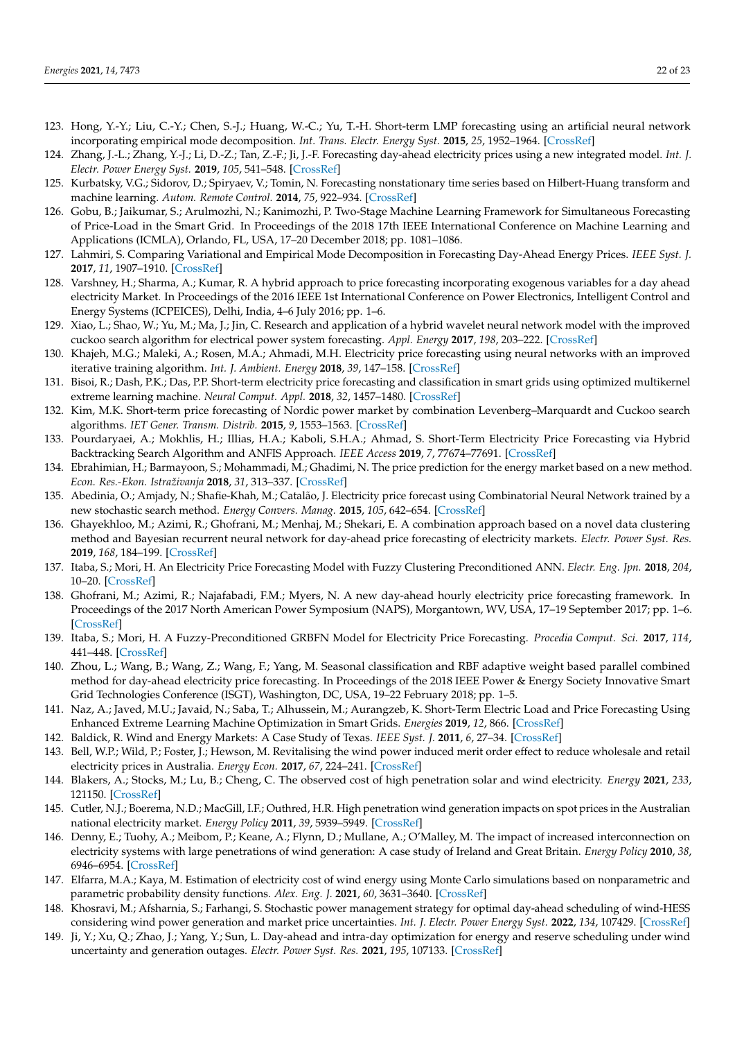123. Hong, Y.-Y.; Liu, C.-Y.; Chen, S.-J.; Huang, W.-C.; Yu, T.-H. Short-term LMP forecasting using an artificial neural network incorporating empirical mode decomposition. *Int. Trans. Electr. Energy Syst.* **2015**, *25*, 1952–1964. [CrossRef]
124. Zhang, J.-L.; Zhang, Y.-J.; Li, D.-Z.; Tan, Z.-F.; Ji, J.-F. Forecasting day-ahead electricity prices using a new integrated model. *Int. J. Electr. Power Energy Syst.* **2019**, *105*, 541–548. [CrossRef]
125. Kurbatsky, V.G.; Sidorov, D.; Spiryaev, V.; Tomin, N. Forecasting nonstationary time series based on Hilbert-Huang transform and machine learning. *Autom. Remote Control.* **2014**, *75*, 922–934. [CrossRef]
126. Gobu, B.; Jaikumar, S.; Arulmozhi, N.; Kanimozhi, P. Two-Stage Machine Learning Framework for Simultaneous Forecasting of Price-Load in the Smart Grid. In Proceedings of the 2018 17th IEEE International Conference on Machine Learning and Applications (ICMLA), Orlando, FL, USA, 17–20 December 2018; pp. 1081–1086.
127. Lahmiri, S. Comparing Variational and Empirical Mode Decomposition in Forecasting Day-Ahead Energy Prices. *IEEE Syst. J.* **2017**, *11*, 1907–1910. [CrossRef]
128. Varshney, H.; Sharma, A.; Kumar, R. A hybrid approach to price forecasting incorporating exogenous variables for a day ahead electricity Market. In Proceedings of the 2016 IEEE 1st International Conference on Power Electronics, Intelligent Control and Energy Systems (ICPEICES), Delhi, India, 4–6 July 2016; pp. 1–6.
129. Xiao, L.; Shao, W.; Yu, M.; Ma, J.; Jin, C. Research and application of a hybrid wavelet neural network model with the improved cuckoo search algorithm for electrical power system forecasting. *Appl. Energy* **2017**, *198*, 203–222. [CrossRef]
130. Khajeh, M.G.; Maleki, A.; Rosen, M.A.; Ahmadi, M.H. Electricity price forecasting using neural networks with an improved iterative training algorithm. *Int. J. Ambient. Energy* **2018**, *39*, 147–158. [CrossRef]
131. Bisoi, R.; Dash, P.K.; Das, P.P. Short-term electricity price forecasting and classification in smart grids using optimized multikernel extreme learning machine. *Neural Comput. Appl.* **2018**, *32*, 1457–1480. [CrossRef]
132. Kim, M.K. Short-term price forecasting of Nordic power market by combination Levenberg–Marquardt and Cuckoo search algorithms. *IET Gener. Transm. Distrib.* **2015**, *9*, 1553–1563. [CrossRef]
133. Pourdaryaei, A.; Mokhlis, H.; Illias, H.A.; Kaboli, S.H.A.; Ahmad, S. Short-Term Electricity Price Forecasting via Hybrid Backtracking Search Algorithm and ANFIS Approach. *IEEE Access* **2019**, *7*, 77674–77691. [CrossRef]
134. Ebrahimian, H.; Barmayoon, S.; Mohammadi, M.; Ghadimi, N. The price prediction for the energy market based on a new method. *Econ. Res.-Ekon. Istraživanja* **2018**, *31*, 313–337. [CrossRef]
135. Abedinia, O.; Amjady, N.; Shafie-Khah, M.; Catalão, J. Electricity price forecast using Combinatorial Neural Network trained by a new stochastic search method. *Energy Convers. Manag.* **2015**, *105*, 642–654. [CrossRef]
136. Ghayekhloo, M.; Azimi, R.; Ghofrani, M.; Menhaj, M.; Shekari, E. A combination approach based on a novel data clustering method and Bayesian recurrent neural network for day-ahead price forecasting of electricity markets. *Electr. Power Syst. Res.* **2019**, *168*, 184–199. [CrossRef]
137. Itaba, S.; Mori, H. An Electricity Price Forecasting Model with Fuzzy Clustering Preconditioned ANN. *Electr. Eng. Jpn.* **2018**, *204*, 10–20. [CrossRef]
138. Ghofrani, M.; Azimi, R.; Najafabadi, F.M.; Myers, N. A new day-ahead hourly electricity price forecasting framework. In Proceedings of the 2017 North American Power Symposium (NAPS), Morgantown, WV, USA, 17–19 September 2017; pp. 1–6. [CrossRef]
139. Itaba, S.; Mori, H. A Fuzzy-Preconditioned GRBFN Model for Electricity Price Forecasting. *Procedia Comput. Sci.* **2017**, *114*, 441–448. [CrossRef]
140. Zhou, L.; Wang, B.; Wang, Z.; Wang, F.; Yang, M. Seasonal classification and RBF adaptive weight based parallel combined method for day-ahead electricity price forecasting. In Proceedings of the 2018 IEEE Power & Energy Society Innovative Smart Grid Technologies Conference (ISGT), Washington, DC, USA, 19–22 February 2018; pp. 1–5.
141. Naz, A.; Javed, M.U.; Javaid, N.; Saba, T.; Alhussein, M.; Aurangzeb, K. Short-Term Electric Load and Price Forecasting Using Enhanced Extreme Learning Machine Optimization in Smart Grids. *Energies* **2019**, *12*, 866. [CrossRef]
142. Baldick, R. Wind and Energy Markets: A Case Study of Texas. *IEEE Syst. J.* **2011**, *6*, 27–34. [CrossRef]
143. Bell, W.P.; Wild, P.; Foster, J.; Hewson, M. Revitalising the wind power induced merit order effect to reduce wholesale and retail electricity prices in Australia. *Energy Econ.* **2017**, *67*, 224–241. [CrossRef]
144. Blakers, A.; Stocks, M.; Lu, B.; Cheng, C. The observed cost of high penetration solar and wind electricity. *Energy* **2021**, *233*, 121150. [CrossRef]
145. Cutler, N.J.; Boerema, N.D.; MacGill, I.F.; Outhred, H.R. High penetration wind generation impacts on spot prices in the Australian national electricity market. *Energy Policy* **2011**, *39*, 5939–5949. [CrossRef]
146. Denny, E.; Tuohy, A.; Meibom, P.; Keane, A.; Flynn, D.; Mullane, A.; O'Malley, M. The impact of increased interconnection on electricity systems with large penetrations of wind generation: A case study of Ireland and Great Britain. *Energy Policy* **2010**, *38*, 6946–6954. [CrossRef]
147. Elfarra, M.A.; Kaya, M. Estimation of electricity cost of wind energy using Monte Carlo simulations based on nonparametric and parametric probability density functions. *Alex. Eng. J.* **2021**, *60*, 3631–3640. [CrossRef]
148. Khosravi, M.; Afsharnia, S.; Farhangi, S. Stochastic power management strategy for optimal day-ahead scheduling of wind-HESS considering wind power generation and market price uncertainties. *Int. J. Electr. Power Energy Syst.* **2022**, *134*, 107429. [CrossRef]
149. Ji, Y.; Xu, Q.; Zhao, J.; Yang, Y.; Sun, L. Day-ahead and intra-day optimization for energy and reserve scheduling under wind uncertainty and generation outages. *Electr. Power Syst. Res.* **2021**, *195*, 107133. [CrossRef]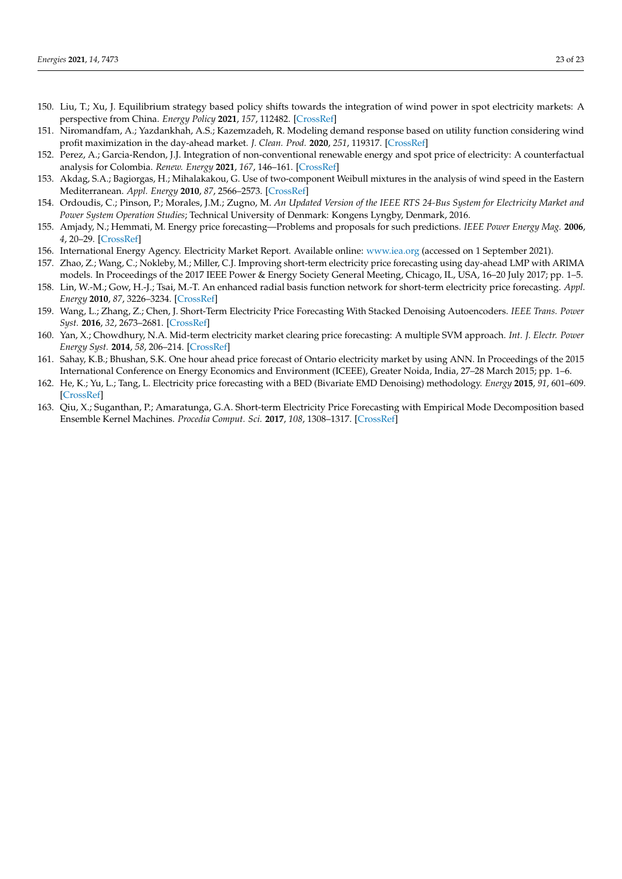150. Liu, T.; Xu, J. Equilibrium strategy based policy shifts towards the integration of wind power in spot electricity markets: A perspective from China. *Energy Policy* **2021**, *157*, 112482. [CrossRef]
151. Niromandfam, A.; Yazdankhah, A.S.; Kazemzadeh, R. Modeling demand response based on utility function considering wind profit maximization in the day-ahead market. *J. Clean. Prod.* **2020**, *251*, 119317. [CrossRef]
152. Perez, A.; Garcia-Rendon, J.J. Integration of non-conventional renewable energy and spot price of electricity: A counterfactual analysis for Colombia. *Renew. Energy* **2021**, *167*, 146–161. [CrossRef]
153. Akdag, S.A.; Bagiorgas, H.; Mihalakakou, G. Use of two-component Weibull mixtures in the analysis of wind speed in the Eastern Mediterranean. *Appl. Energy* **2010**, *87*, 2566–2573. [CrossRef]
154. Ordoudis, C.; Pinson, P.; Morales, J.M.; Zugno, M. *An Updated Version of the IEEE RTS 24-Bus System for Electricity Market and Power System Operation Studies*; Technical University of Denmark: Kongens Lyngby, Denmark, 2016.
155. Amjady, N.; Hemmati, M. Energy price forecasting—Problems and proposals for such predictions. *IEEE Power Energy Mag.* **2006**, *4*, 20–29. [CrossRef]
156. International Energy Agency. Electricity Market Report. Available online: www.iea.org (accessed on 1 September 2021).
157. Zhao, Z.; Wang, C.; Nokleby, M.; Miller, C.J. Improving short-term electricity price forecasting using day-ahead LMP with ARIMA models. In Proceedings of the 2017 IEEE Power & Energy Society General Meeting, Chicago, IL, USA, 16–20 July 2017; pp. 1–5.
158. Lin, W.-M.; Gow, H.-J.; Tsai, M.-T. An enhanced radial basis function network for short-term electricity price forecasting. *Appl. Energy* **2010**, *87*, 3226–3234. [CrossRef]
159. Wang, L.; Zhang, Z.; Chen, J. Short-Term Electricity Price Forecasting With Stacked Denoising Autoencoders. *IEEE Trans. Power Syst.* **2016**, *32*, 2673–2681. [CrossRef]
160. Yan, X.; Chowdhury, N.A. Mid-term electricity market clearing price forecasting: A multiple SVM approach. *Int. J. Electr. Power Energy Syst.* **2014**, *58*, 206–214. [CrossRef]
161. Sahay, K.B.; Bhushan, S.K. One hour ahead price forecast of Ontario electricity market by using ANN. In Proceedings of the 2015 International Conference on Energy Economics and Environment (ICEEE), Greater Noida, India, 27–28 March 2015; pp. 1–6.
162. He, K.; Yu, L.; Tang, L. Electricity price forecasting with a BED (Bivariate EMD Denoising) methodology. *Energy* **2015**, *91*, 601–609. [CrossRef]
163. Qiu, X.; Suganthan, P.; Amaratunga, G.A. Short-term Electricity Price Forecasting with Empirical Mode Decomposition based Ensemble Kernel Machines. *Procedia Comput. Sci.* **2017**, *108*, 1308–1317. [CrossRef]